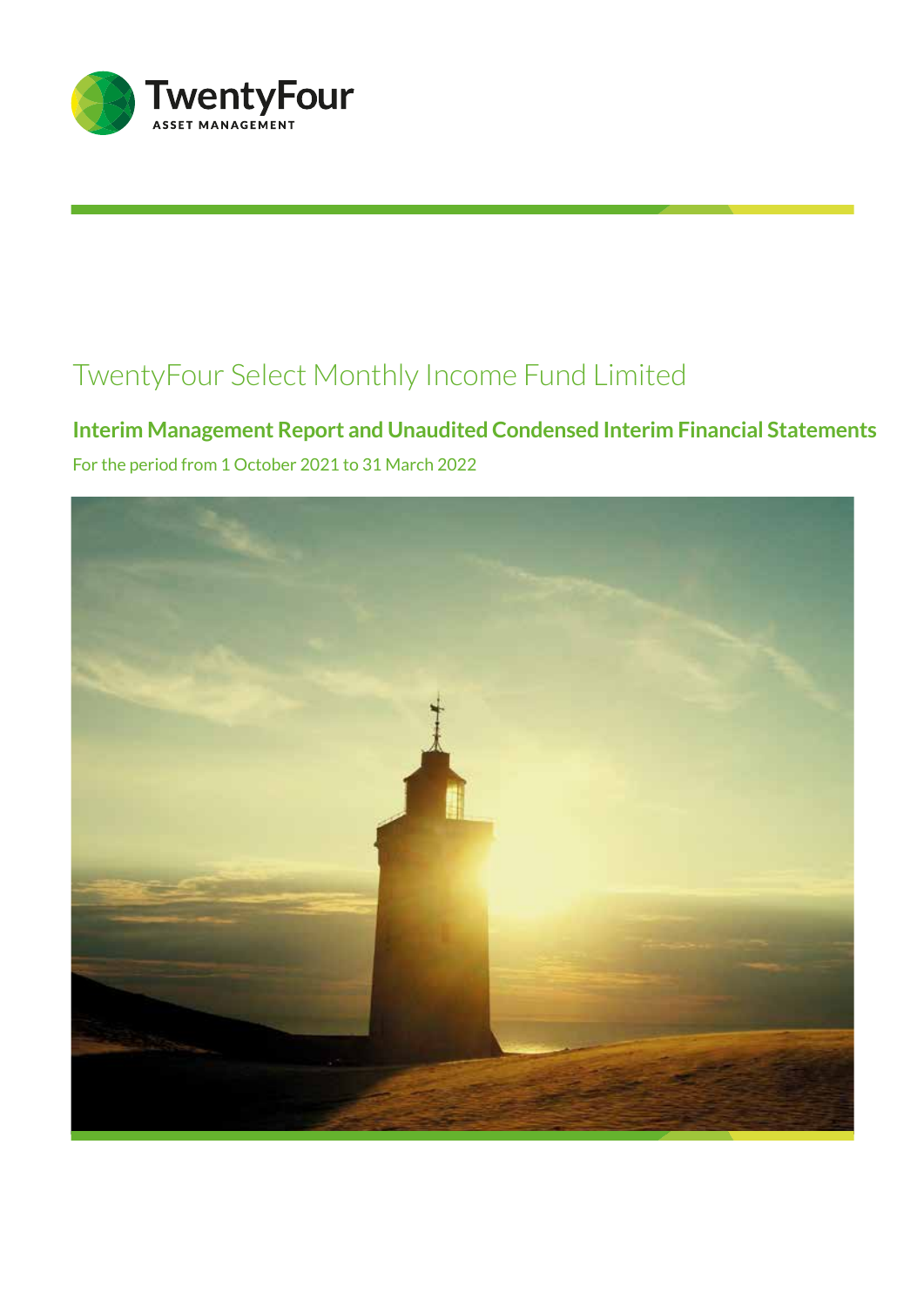TwentyFour
ASSET MANAGEMENT

# TwentyFour Select Monthly Income Fund Limited

## Interim Management Report and Unaudited Condensed Interim Financial Statements

For the period from 1 October 2021 to 31 March 2022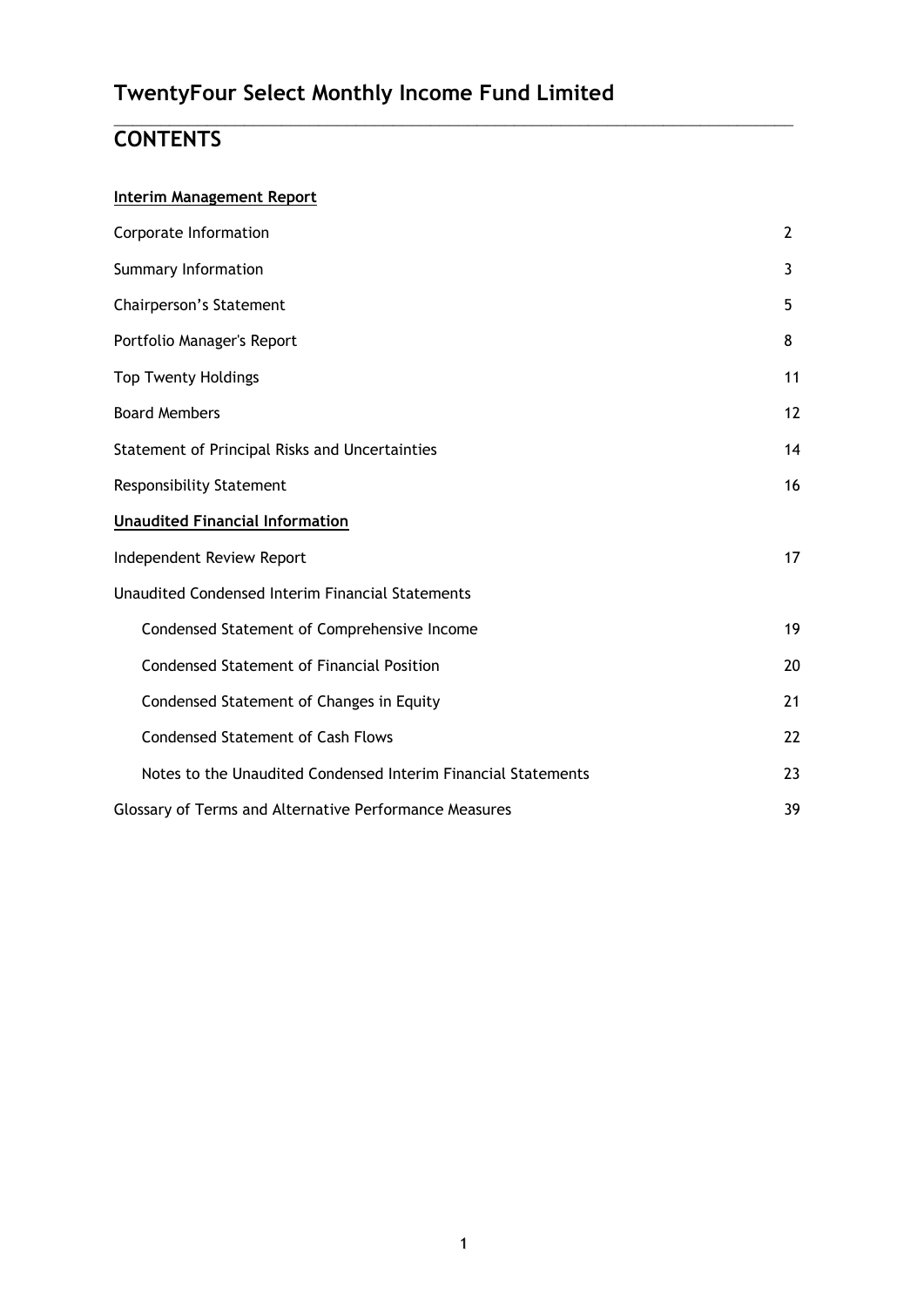# TwentyFour Select Monthly Income Fund Limited

## CONTENTS

**Interim Management Report**

| | |
|---|---|
| Corporate Information | 2 |
| Summary Information | 3 |
| Chairperson's Statement | 5 |
| Portfolio Manager's Report | 8 |
| Top Twenty Holdings | 11 |
| Board Members | 12 |
| Statement of Principal Risks and Uncertainties | 14 |
| Responsibility Statement | 16 |
| **Unaudited Financial Information** | |
| Independent Review Report | 17 |
| Unaudited Condensed Interim Financial Statements | |
| Condensed Statement of Comprehensive Income | 19 |
| Condensed Statement of Financial Position | 20 |
| Condensed Statement of Changes in Equity | 21 |
| Condensed Statement of Cash Flows | 22 |
| Notes to the Unaudited Condensed Interim Financial Statements | 23 |
| Glossary of Terms and Alternative Performance Measures | 39 |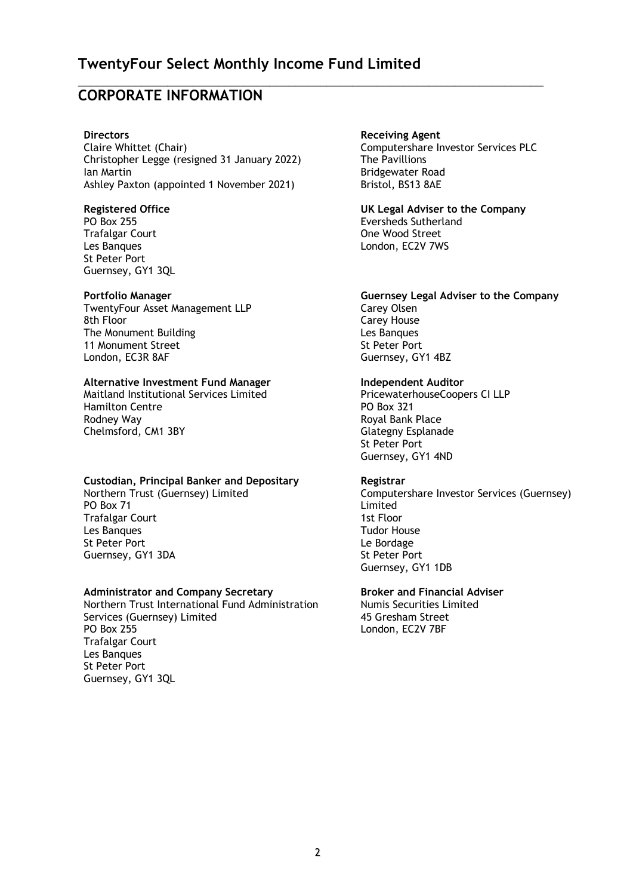## CORPORATE INFORMATION

**Directors**
Claire Whittet (Chair)
Christopher Legge (resigned 31 January 2022)
Ian Martin
Ashley Paxton (appointed 1 November 2021)

**Registered Office**
PO Box 255
Trafalgar Court
Les Banques
St Peter Port
Guernsey, GY1 3QL

**Portfolio Manager**
TwentyFour Asset Management LLP
8th Floor
The Monument Building
11 Monument Street
London, EC3R 8AF

**Alternative Investment Fund Manager**
Maitland Institutional Services Limited
Hamilton Centre
Rodney Way
Chelmsford, CM1 3BY

**Custodian, Principal Banker and Depositary**
Northern Trust (Guernsey) Limited
PO Box 71
Trafalgar Court
Les Banques
St Peter Port
Guernsey, GY1 3DA

**Administrator and Company Secretary**
Northern Trust International Fund Administration Services (Guernsey) Limited
PO Box 255
Trafalgar Court
Les Banques
St Peter Port
Guernsey, GY1 3QL

**Receiving Agent**
Computershare Investor Services PLC
The Pavillions
Bridgewater Road
Bristol, BS13 8AE

**UK Legal Adviser to the Company**
Eversheds Sutherland
One Wood Street
London, EC2V 7WS

**Guernsey Legal Adviser to the Company**
Carey Olsen
Carey House
Les Banques
St Peter Port
Guernsey, GY1 4BZ

**Independent Auditor**
PricewaterhouseCoopers CI LLP
PO Box 321
Royal Bank Place
Glategny Esplanade
St Peter Port
Guernsey, GY1 4ND

**Registrar**
Computershare Investor Services (Guernsey) Limited
1st Floor
Tudor House
Le Bordage
St Peter Port
Guernsey, GY1 1DB

**Broker and Financial Adviser**
Numis Securities Limited
45 Gresham Street
London, EC2V 7BF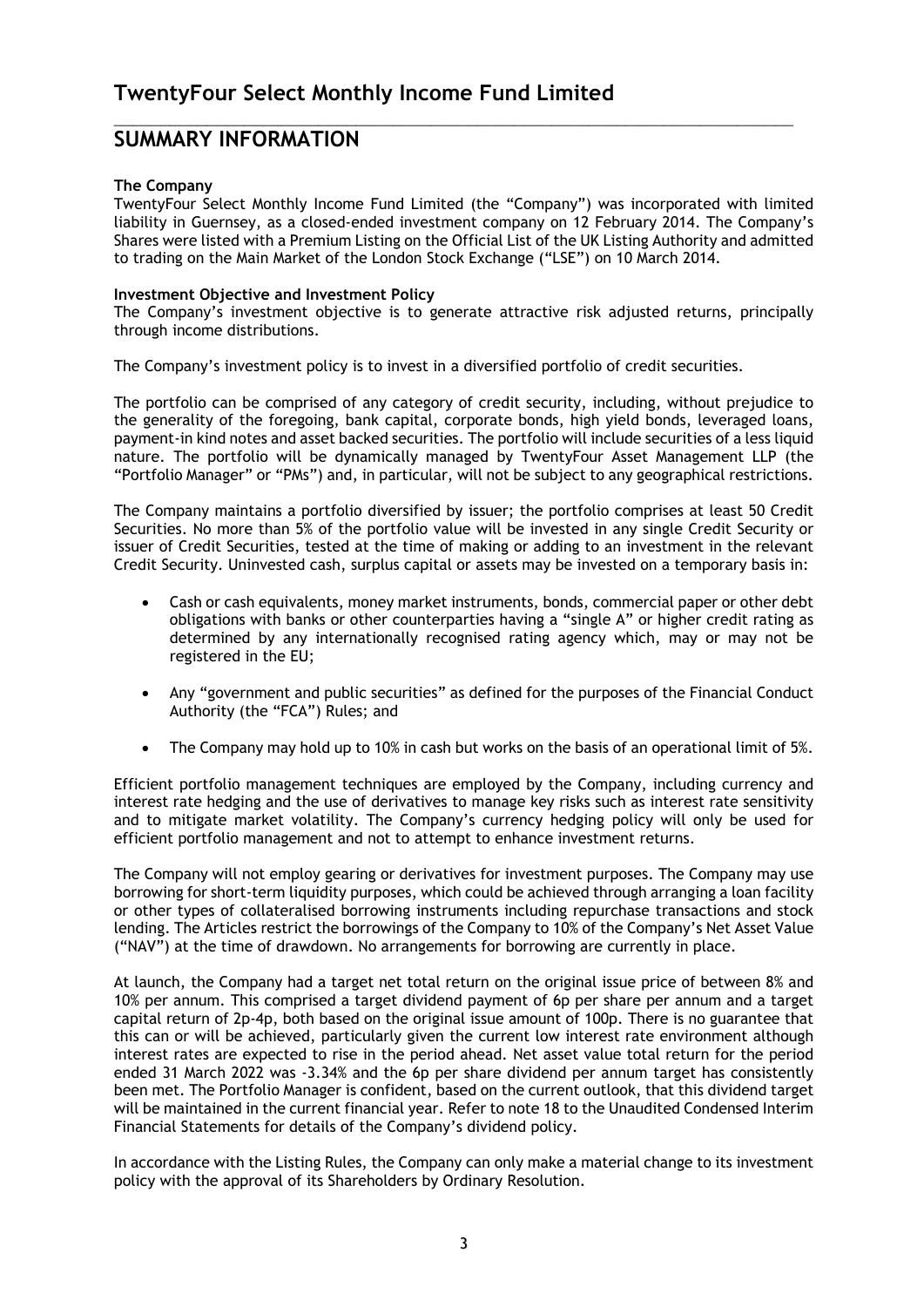# TwentyFour Select Monthly Income Fund Limited

## SUMMARY INFORMATION

**The Company**

TwentyFour Select Monthly Income Fund Limited (the "Company") was incorporated with limited liability in Guernsey, as a closed-ended investment company on 12 February 2014. The Company's Shares were listed with a Premium Listing on the Official List of the UK Listing Authority and admitted to trading on the Main Market of the London Stock Exchange ("LSE") on 10 March 2014.

**Investment Objective and Investment Policy**

The Company's investment objective is to generate attractive risk adjusted returns, principally through income distributions.

The Company's investment policy is to invest in a diversified portfolio of credit securities.

The portfolio can be comprised of any category of credit security, including, without prejudice to the generality of the foregoing, bank capital, corporate bonds, high yield bonds, leveraged loans, payment-in kind notes and asset backed securities. The portfolio will include securities of a less liquid nature. The portfolio will be dynamically managed by TwentyFour Asset Management LLP (the "Portfolio Manager" or "PMs") and, in particular, will not be subject to any geographical restrictions.

The Company maintains a portfolio diversified by issuer; the portfolio comprises at least 50 Credit Securities. No more than 5% of the portfolio value will be invested in any single Credit Security or issuer of Credit Securities, tested at the time of making or adding to an investment in the relevant Credit Security. Uninvested cash, surplus capital or assets may be invested on a temporary basis in:

- Cash or cash equivalents, money market instruments, bonds, commercial paper or other debt obligations with banks or other counterparties having a "single A" or higher credit rating as determined by any internationally recognised rating agency which, may or may not be registered in the EU;
- Any "government and public securities" as defined for the purposes of the Financial Conduct Authority (the "FCA") Rules; and
- The Company may hold up to 10% in cash but works on the basis of an operational limit of 5%.

Efficient portfolio management techniques are employed by the Company, including currency and interest rate hedging and the use of derivatives to manage key risks such as interest rate sensitivity and to mitigate market volatility. The Company's currency hedging policy will only be used for efficient portfolio management and not to attempt to enhance investment returns.

The Company will not employ gearing or derivatives for investment purposes. The Company may use borrowing for short-term liquidity purposes, which could be achieved through arranging a loan facility or other types of collateralised borrowing instruments including repurchase transactions and stock lending. The Articles restrict the borrowings of the Company to 10% of the Company's Net Asset Value ("NAV") at the time of drawdown. No arrangements for borrowing are currently in place.

At launch, the Company had a target net total return on the original issue price of between 8% and 10% per annum. This comprised a target dividend payment of 6p per share per annum and a target capital return of 2p-4p, both based on the original issue amount of 100p. There is no guarantee that this can or will be achieved, particularly given the current low interest rate environment although interest rates are expected to rise in the period ahead. Net asset value total return for the period ended 31 March 2022 was -3.34% and the 6p per share dividend per annum target has consistently been met. The Portfolio Manager is confident, based on the current outlook, that this dividend target will be maintained in the current financial year. Refer to note 18 to the Unaudited Condensed Interim Financial Statements for details of the Company's dividend policy.

In accordance with the Listing Rules, the Company can only make a material change to its investment policy with the approval of its Shareholders by Ordinary Resolution.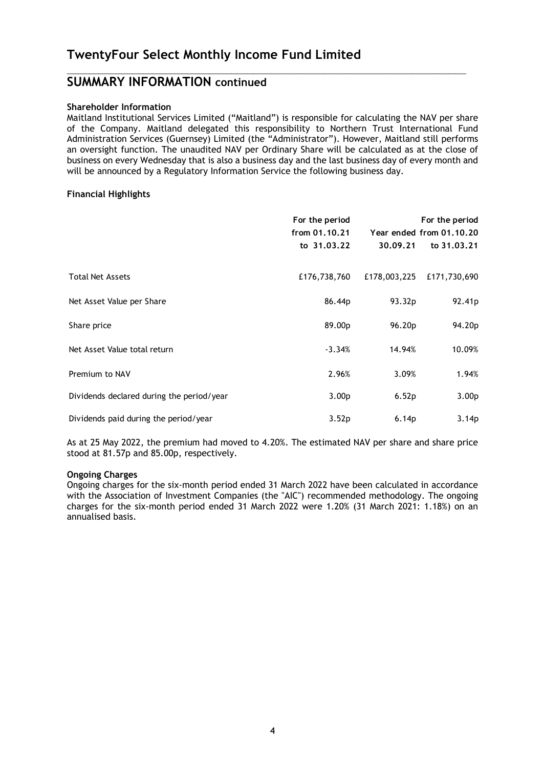# TwentyFour Select Monthly Income Fund Limited

## SUMMARY INFORMATION continued

**Shareholder Information**

Maitland Institutional Services Limited ("Maitland") is responsible for calculating the NAV per share of the Company. Maitland delegated this responsibility to Northern Trust International Fund Administration Services (Guernsey) Limited (the "Administrator"). However, Maitland still performs an oversight function. The unaudited NAV per Ordinary Share will be calculated as at the close of business on every Wednesday that is also a business day and the last business day of every month and will be announced by a Regulatory Information Service the following business day.

**Financial Highlights**

| | For the period from 01.10.21 to 31.03.22 | Year ended 30.09.21 | For the period from 01.10.20 to 31.03.21 |
|---|---|---|---|
| Total Net Assets | £176,738,760 | £178,003,225 | £171,730,690 |
| Net Asset Value per Share | 86.44p | 93.32p | 92.41p |
| Share price | 89.00p | 96.20p | 94.20p |
| Net Asset Value total return | -3.34% | 14.94% | 10.09% |
| Premium to NAV | 2.96% | 3.09% | 1.94% |
| Dividends declared during the period/year | 3.00p | 6.52p | 3.00p |
| Dividends paid during the period/year | 3.52p | 6.14p | 3.14p |

As at 25 May 2022, the premium had moved to 4.20%. The estimated NAV per share and share price stood at 81.57p and 85.00p, respectively.

**Ongoing Charges**

Ongoing charges for the six-month period ended 31 March 2022 have been calculated in accordance with the Association of Investment Companies (the "AIC") recommended methodology. The ongoing charges for the six-month period ended 31 March 2022 were 1.20% (31 March 2021: 1.18%) on an annualised basis.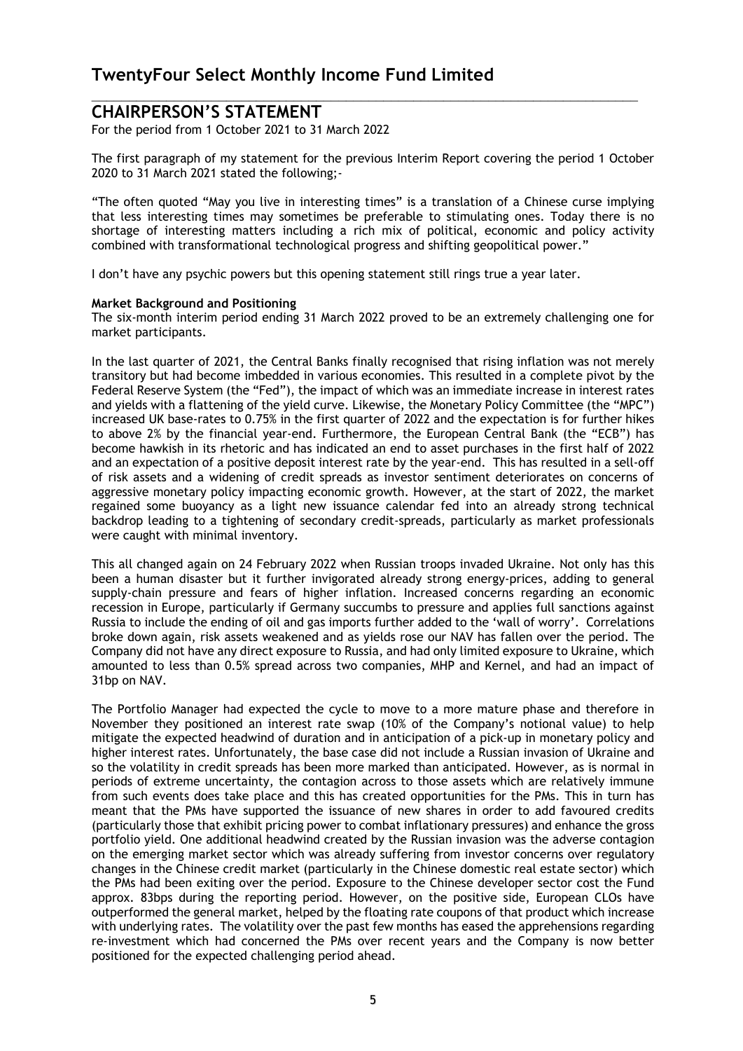# TwentyFour Select Monthly Income Fund Limited

## CHAIRPERSON'S STATEMENT

For the period from 1 October 2021 to 31 March 2022

The first paragraph of my statement for the previous Interim Report covering the period 1 October 2020 to 31 March 2021 stated the following;-

"The often quoted "May you live in interesting times" is a translation of a Chinese curse implying that less interesting times may sometimes be preferable to stimulating ones. Today there is no shortage of interesting matters including a rich mix of political, economic and policy activity combined with transformational technological progress and shifting geopolitical power."

I don't have any psychic powers but this opening statement still rings true a year later.

**Market Background and Positioning**

The six-month interim period ending 31 March 2022 proved to be an extremely challenging one for market participants.

In the last quarter of 2021, the Central Banks finally recognised that rising inflation was not merely transitory but had become imbedded in various economies. This resulted in a complete pivot by the Federal Reserve System (the "Fed"), the impact of which was an immediate increase in interest rates and yields with a flattening of the yield curve. Likewise, the Monetary Policy Committee (the "MPC") increased UK base-rates to 0.75% in the first quarter of 2022 and the expectation is for further hikes to above 2% by the financial year-end. Furthermore, the European Central Bank (the "ECB") has become hawkish in its rhetoric and has indicated an end to asset purchases in the first half of 2022 and an expectation of a positive deposit interest rate by the year-end. This has resulted in a sell-off of risk assets and a widening of credit spreads as investor sentiment deteriorates on concerns of aggressive monetary policy impacting economic growth. However, at the start of 2022, the market regained some buoyancy as a light new issuance calendar fed into an already strong technical backdrop leading to a tightening of secondary credit-spreads, particularly as market professionals were caught with minimal inventory.

This all changed again on 24 February 2022 when Russian troops invaded Ukraine. Not only has this been a human disaster but it further invigorated already strong energy-prices, adding to general supply-chain pressure and fears of higher inflation. Increased concerns regarding an economic recession in Europe, particularly if Germany succumbs to pressure and applies full sanctions against Russia to include the ending of oil and gas imports further added to the 'wall of worry'. Correlations broke down again, risk assets weakened and as yields rose our NAV has fallen over the period. The Company did not have any direct exposure to Russia, and had only limited exposure to Ukraine, which amounted to less than 0.5% spread across two companies, MHP and Kernel, and had an impact of 31bp on NAV.

The Portfolio Manager had expected the cycle to move to a more mature phase and therefore in November they positioned an interest rate swap (10% of the Company's notional value) to help mitigate the expected headwind of duration and in anticipation of a pick-up in monetary policy and higher interest rates. Unfortunately, the base case did not include a Russian invasion of Ukraine and so the volatility in credit spreads has been more marked than anticipated. However, as is normal in periods of extreme uncertainty, the contagion across to those assets which are relatively immune from such events does take place and this has created opportunities for the PMs. This in turn has meant that the PMs have supported the issuance of new shares in order to add favoured credits (particularly those that exhibit pricing power to combat inflationary pressures) and enhance the gross portfolio yield. One additional headwind created by the Russian invasion was the adverse contagion on the emerging market sector which was already suffering from investor concerns over regulatory changes in the Chinese credit market (particularly in the Chinese domestic real estate sector) which the PMs had been exiting over the period. Exposure to the Chinese developer sector cost the Fund approx. 83bps during the reporting period. However, on the positive side, European CLOs have outperformed the general market, helped by the floating rate coupons of that product which increase with underlying rates. The volatility over the past few months has eased the apprehensions regarding re-investment which had concerned the PMs over recent years and the Company is now better positioned for the expected challenging period ahead.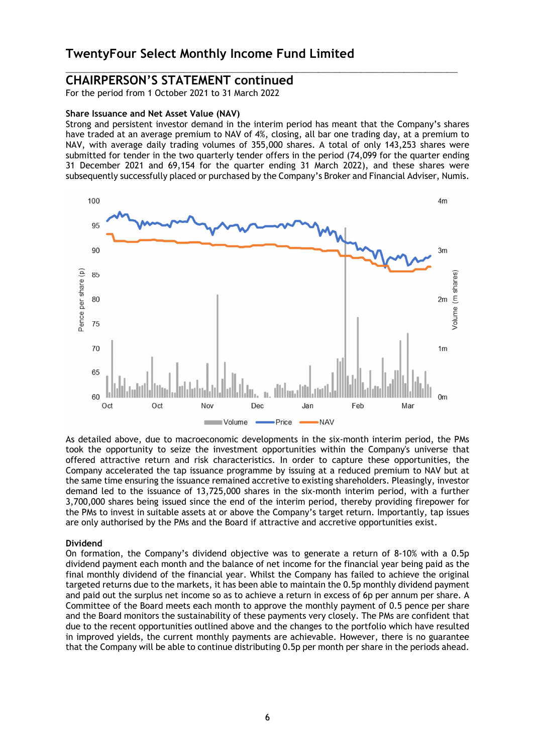## CHAIRPERSON'S STATEMENT continued

For the period from 1 October 2021 to 31 March 2022

**Share Issuance and Net Asset Value (NAV)**

Strong and persistent investor demand in the interim period has meant that the Company's shares have traded at an average premium to NAV of 4%, closing, all bar one trading day, at a premium to NAV, with average daily trading volumes of 355,000 shares. A total of only 143,253 shares were submitted for tender in the two quarterly tender offers in the period (74,099 for the quarter ending 31 December 2021 and 69,154 for the quarter ending 31 March 2022), and these shares were subsequently successfully placed or purchased by the Company's Broker and Financial Adviser, Numis.

As detailed above, due to macroeconomic developments in the six-month interim period, the PMs took the opportunity to seize the investment opportunities within the Company's universe that offered attractive return and risk characteristics. In order to capture these opportunities, the Company accelerated the tap issuance programme by issuing at a reduced premium to NAV but at the same time ensuring the issuance remained accretive to existing shareholders. Pleasingly, investor demand led to the issuance of 13,725,000 shares in the six-month interim period, with a further 3,700,000 shares being issued since the end of the interim period, thereby providing firepower for the PMs to invest in suitable assets at or above the Company's target return. Importantly, tap issues are only authorised by the PMs and the Board if attractive and accretive opportunities exist.

**Dividend**

On formation, the Company's dividend objective was to generate a return of 8-10% with a 0.5p dividend payment each month and the balance of net income for the financial year being paid as the final monthly dividend of the financial year. Whilst the Company has failed to achieve the original targeted returns due to the markets, it has been able to maintain the 0.5p monthly dividend payment and paid out the surplus net income so as to achieve a return in excess of 6p per annum per share. A Committee of the Board meets each month to approve the monthly payment of 0.5 pence per share and the Board monitors the sustainability of these payments very closely. The PMs are confident that due to the recent opportunities outlined above and the changes to the portfolio which have resulted in improved yields, the current monthly payments are achievable. However, there is no guarantee that the Company will be able to continue distributing 0.5p per month per share in the periods ahead.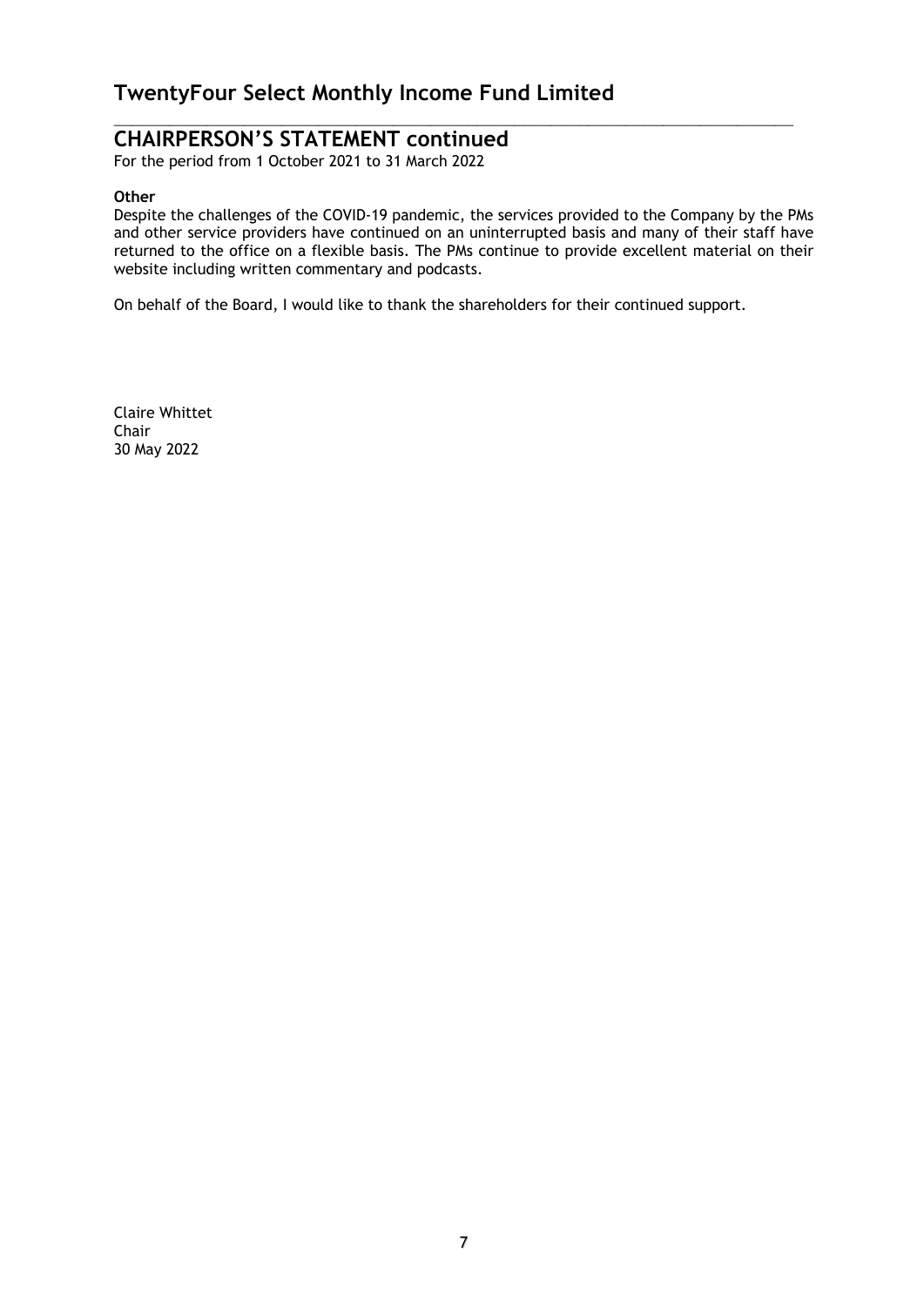## CHAIRPERSON'S STATEMENT continued

For the period from 1 October 2021 to 31 March 2022

**Other**

Despite the challenges of the COVID-19 pandemic, the services provided to the Company by the PMs and other service providers have continued on an uninterrupted basis and many of their staff have returned to the office on a flexible basis. The PMs continue to provide excellent material on their website including written commentary and podcasts.

On behalf of the Board, I would like to thank the shareholders for their continued support.

Claire Whittet
Chair
30 May 2022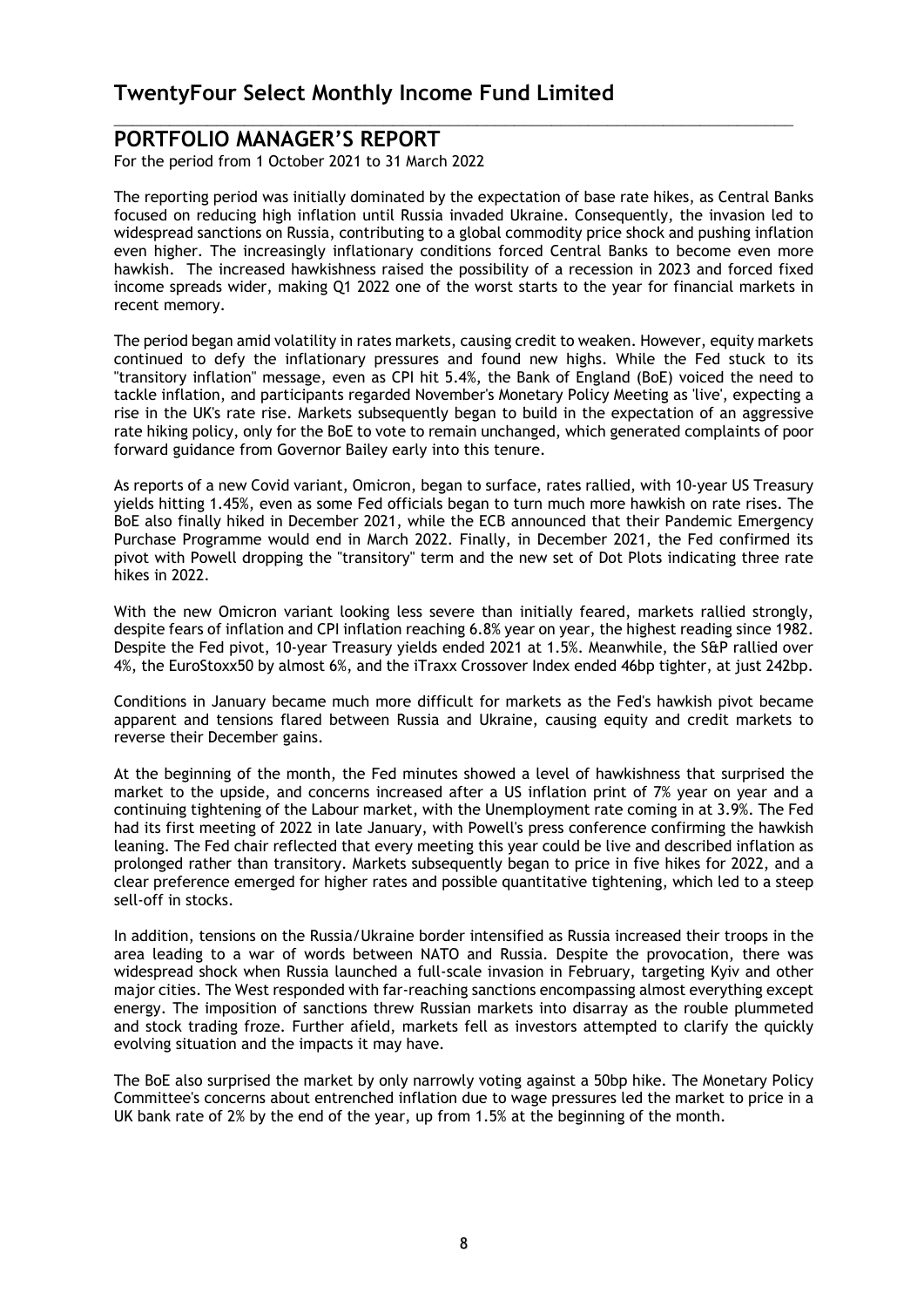# TwentyFour Select Monthly Income Fund Limited

## PORTFOLIO MANAGER'S REPORT

For the period from 1 October 2021 to 31 March 2022

The reporting period was initially dominated by the expectation of base rate hikes, as Central Banks focused on reducing high inflation until Russia invaded Ukraine. Consequently, the invasion led to widespread sanctions on Russia, contributing to a global commodity price shock and pushing inflation even higher. The increasingly inflationary conditions forced Central Banks to become even more hawkish. The increased hawkishness raised the possibility of a recession in 2023 and forced fixed income spreads wider, making Q1 2022 one of the worst starts to the year for financial markets in recent memory.

The period began amid volatility in rates markets, causing credit to weaken. However, equity markets continued to defy the inflationary pressures and found new highs. While the Fed stuck to its "transitory inflation" message, even as CPI hit 5.4%, the Bank of England (BoE) voiced the need to tackle inflation, and participants regarded November's Monetary Policy Meeting as 'live', expecting a rise in the UK's rate rise. Markets subsequently began to build in the expectation of an aggressive rate hiking policy, only for the BoE to vote to remain unchanged, which generated complaints of poor forward guidance from Governor Bailey early into this tenure.

As reports of a new Covid variant, Omicron, began to surface, rates rallied, with 10-year US Treasury yields hitting 1.45%, even as some Fed officials began to turn much more hawkish on rate rises. The BoE also finally hiked in December 2021, while the ECB announced that their Pandemic Emergency Purchase Programme would end in March 2022. Finally, in December 2021, the Fed confirmed its pivot with Powell dropping the "transitory" term and the new set of Dot Plots indicating three rate hikes in 2022.

With the new Omicron variant looking less severe than initially feared, markets rallied strongly, despite fears of inflation and CPI inflation reaching 6.8% year on year, the highest reading since 1982. Despite the Fed pivot, 10-year Treasury yields ended 2021 at 1.5%. Meanwhile, the S&P rallied over 4%, the EuroStoxx50 by almost 6%, and the iTraxx Crossover Index ended 46bp tighter, at just 242bp.

Conditions in January became much more difficult for markets as the Fed's hawkish pivot became apparent and tensions flared between Russia and Ukraine, causing equity and credit markets to reverse their December gains.

At the beginning of the month, the Fed minutes showed a level of hawkishness that surprised the market to the upside, and concerns increased after a US inflation print of 7% year on year and a continuing tightening of the Labour market, with the Unemployment rate coming in at 3.9%. The Fed had its first meeting of 2022 in late January, with Powell's press conference confirming the hawkish leaning. The Fed chair reflected that every meeting this year could be live and described inflation as prolonged rather than transitory. Markets subsequently began to price in five hikes for 2022, and a clear preference emerged for higher rates and possible quantitative tightening, which led to a steep sell-off in stocks.

In addition, tensions on the Russia/Ukraine border intensified as Russia increased their troops in the area leading to a war of words between NATO and Russia. Despite the provocation, there was widespread shock when Russia launched a full-scale invasion in February, targeting Kyiv and other major cities. The West responded with far-reaching sanctions encompassing almost everything except energy. The imposition of sanctions threw Russian markets into disarray as the rouble plummeted and stock trading froze. Further afield, markets fell as investors attempted to clarify the quickly evolving situation and the impacts it may have.

The BoE also surprised the market by only narrowly voting against a 50bp hike. The Monetary Policy Committee's concerns about entrenched inflation due to wage pressures led the market to price in a UK bank rate of 2% by the end of the year, up from 1.5% at the beginning of the month.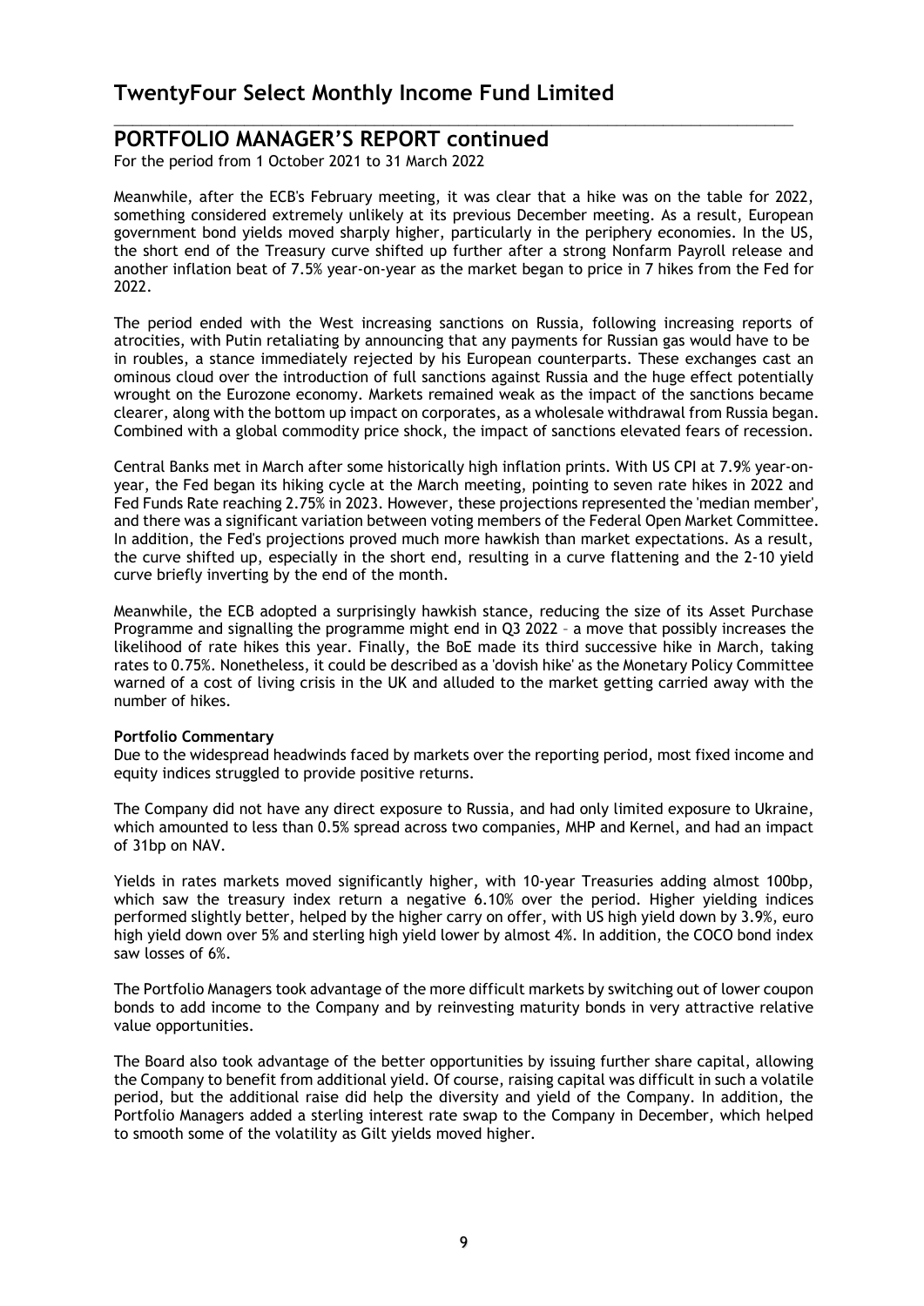# TwentyFour Select Monthly Income Fund Limited

## PORTFOLIO MANAGER'S REPORT continued

For the period from 1 October 2021 to 31 March 2022

Meanwhile, after the ECB's February meeting, it was clear that a hike was on the table for 2022, something considered extremely unlikely at its previous December meeting. As a result, European government bond yields moved sharply higher, particularly in the periphery economies. In the US, the short end of the Treasury curve shifted up further after a strong Nonfarm Payroll release and another inflation beat of 7.5% year-on-year as the market began to price in 7 hikes from the Fed for 2022.

The period ended with the West increasing sanctions on Russia, following increasing reports of atrocities, with Putin retaliating by announcing that any payments for Russian gas would have to be in roubles, a stance immediately rejected by his European counterparts. These exchanges cast an ominous cloud over the introduction of full sanctions against Russia and the huge effect potentially wrought on the Eurozone economy. Markets remained weak as the impact of the sanctions became clearer, along with the bottom up impact on corporates, as a wholesale withdrawal from Russia began. Combined with a global commodity price shock, the impact of sanctions elevated fears of recession.

Central Banks met in March after some historically high inflation prints. With US CPI at 7.9% year-on-year, the Fed began its hiking cycle at the March meeting, pointing to seven rate hikes in 2022 and Fed Funds Rate reaching 2.75% in 2023. However, these projections represented the 'median member', and there was a significant variation between voting members of the Federal Open Market Committee. In addition, the Fed's projections proved much more hawkish than market expectations. As a result, the curve shifted up, especially in the short end, resulting in a curve flattening and the 2-10 yield curve briefly inverting by the end of the month.

Meanwhile, the ECB adopted a surprisingly hawkish stance, reducing the size of its Asset Purchase Programme and signalling the programme might end in Q3 2022 – a move that possibly increases the likelihood of rate hikes this year. Finally, the BoE made its third successive hike in March, taking rates to 0.75%. Nonetheless, it could be described as a 'dovish hike' as the Monetary Policy Committee warned of a cost of living crisis in the UK and alluded to the market getting carried away with the number of hikes.

**Portfolio Commentary**

Due to the widespread headwinds faced by markets over the reporting period, most fixed income and equity indices struggled to provide positive returns.

The Company did not have any direct exposure to Russia, and had only limited exposure to Ukraine, which amounted to less than 0.5% spread across two companies, MHP and Kernel, and had an impact of 31bp on NAV.

Yields in rates markets moved significantly higher, with 10-year Treasuries adding almost 100bp, which saw the treasury index return a negative 6.10% over the period. Higher yielding indices performed slightly better, helped by the higher carry on offer, with US high yield down by 3.9%, euro high yield down over 5% and sterling high yield lower by almost 4%. In addition, the COCO bond index saw losses of 6%.

The Portfolio Managers took advantage of the more difficult markets by switching out of lower coupon bonds to add income to the Company and by reinvesting maturity bonds in very attractive relative value opportunities.

The Board also took advantage of the better opportunities by issuing further share capital, allowing the Company to benefit from additional yield. Of course, raising capital was difficult in such a volatile period, but the additional raise did help the diversity and yield of the Company. In addition, the Portfolio Managers added a sterling interest rate swap to the Company in December, which helped to smooth some of the volatility as Gilt yields moved higher.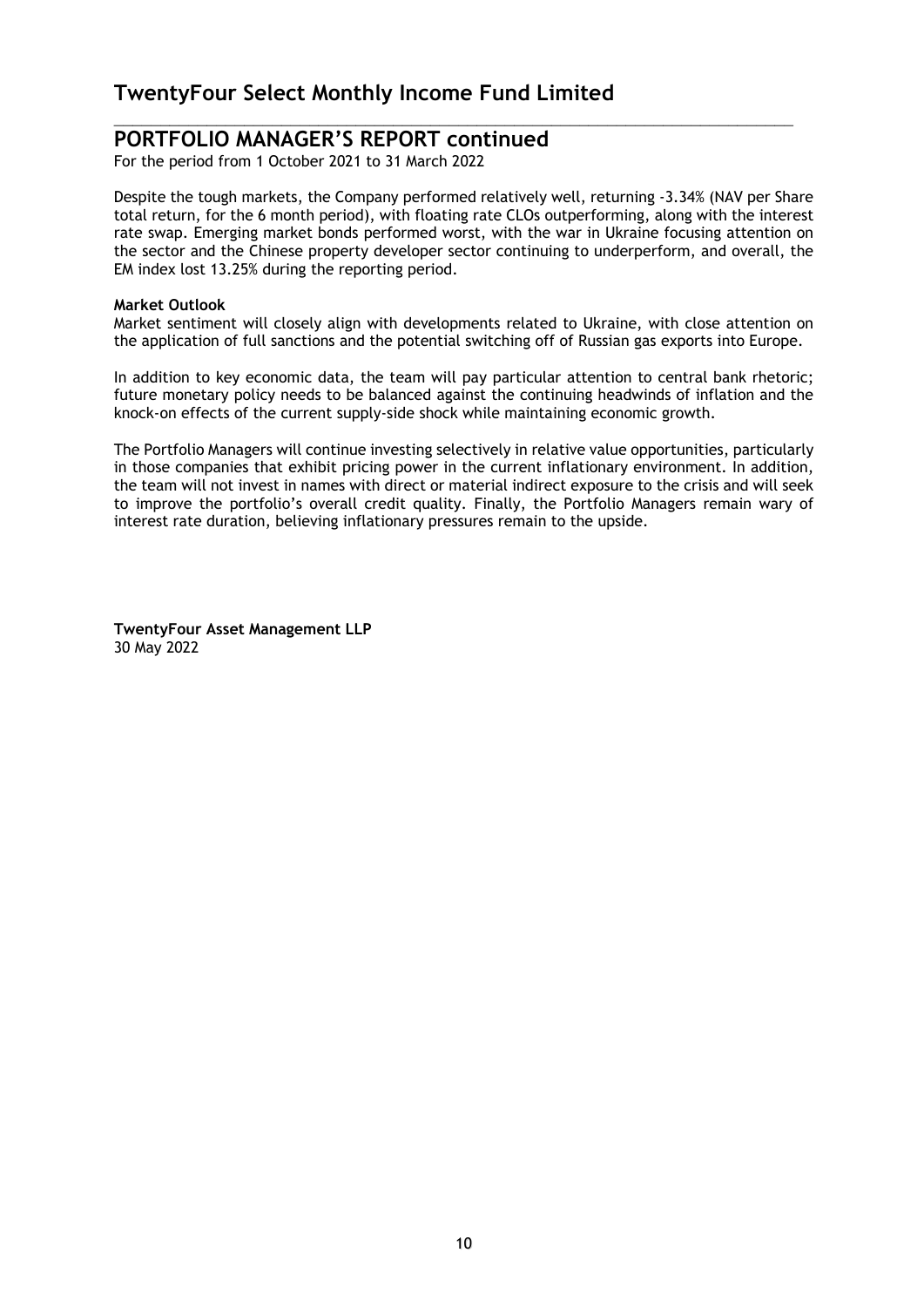## PORTFOLIO MANAGER'S REPORT continued

For the period from 1 October 2021 to 31 March 2022

Despite the tough markets, the Company performed relatively well, returning -3.34% (NAV per Share total return, for the 6 month period), with floating rate CLOs outperforming, along with the interest rate swap. Emerging market bonds performed worst, with the war in Ukraine focusing attention on the sector and the Chinese property developer sector continuing to underperform, and overall, the EM index lost 13.25% during the reporting period.

**Market Outlook**

Market sentiment will closely align with developments related to Ukraine, with close attention on the application of full sanctions and the potential switching off of Russian gas exports into Europe.

In addition to key economic data, the team will pay particular attention to central bank rhetoric; future monetary policy needs to be balanced against the continuing headwinds of inflation and the knock-on effects of the current supply-side shock while maintaining economic growth.

The Portfolio Managers will continue investing selectively in relative value opportunities, particularly in those companies that exhibit pricing power in the current inflationary environment. In addition, the team will not invest in names with direct or material indirect exposure to the crisis and will seek to improve the portfolio's overall credit quality. Finally, the Portfolio Managers remain wary of interest rate duration, believing inflationary pressures remain to the upside.

**TwentyFour Asset Management LLP**
30 May 2022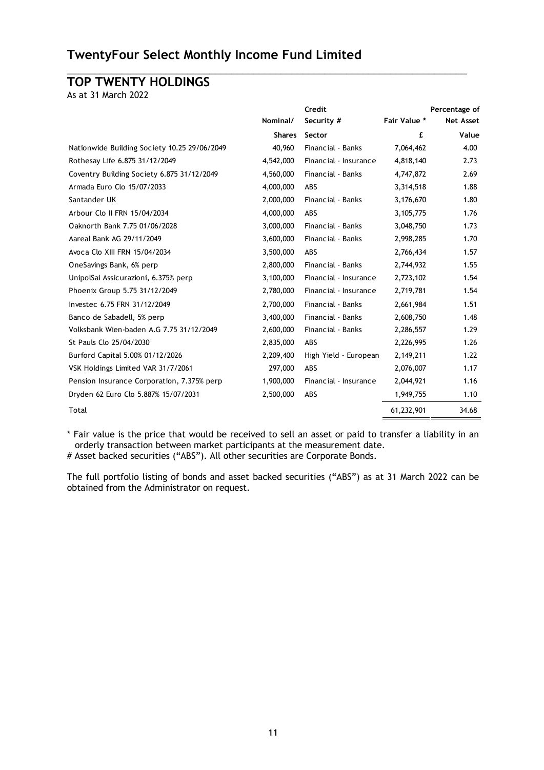# TwentyFour Select Monthly Income Fund Limited

## TOP TWENTY HOLDINGS

As at 31 March 2022

| | Nominal/ Shares | Credit Security # Sector | Fair Value * £ | Percentage of Net Asset Value |
|---|---|---|---|---|
| Nationwide Building Society 10.25 29/06/2049 | 40,960 | Financial - Banks | 7,064,462 | 4.00 |
| Rothesay Life 6.875 31/12/2049 | 4,542,000 | Financial - Insurance | 4,818,140 | 2.73 |
| Coventry Building Society 6.875 31/12/2049 | 4,560,000 | Financial - Banks | 4,747,872 | 2.69 |
| Armada Euro Clo 15/07/2033 | 4,000,000 | ABS | 3,314,518 | 1.88 |
| Santander UK | 2,000,000 | Financial - Banks | 3,176,670 | 1.80 |
| Arbour Clo II FRN 15/04/2034 | 4,000,000 | ABS | 3,105,775 | 1.76 |
| Oaknorth Bank 7.75 01/06/2028 | 3,000,000 | Financial - Banks | 3,048,750 | 1.73 |
| Aareal Bank AG 29/11/2049 | 3,600,000 | Financial - Banks | 2,998,285 | 1.70 |
| Avoca Clo XIII FRN 15/04/2034 | 3,500,000 | ABS | 2,766,434 | 1.57 |
| OneSavings Bank, 6% perp | 2,800,000 | Financial - Banks | 2,744,932 | 1.55 |
| UnipolSai Assicurazioni, 6.375% perp | 3,100,000 | Financial - Insurance | 2,723,102 | 1.54 |
| Phoenix Group 5.75 31/12/2049 | 2,780,000 | Financial - Insurance | 2,719,781 | 1.54 |
| Investec 6.75 FRN 31/12/2049 | 2,700,000 | Financial - Banks | 2,661,984 | 1.51 |
| Banco de Sabadell, 5% perp | 3,400,000 | Financial - Banks | 2,608,750 | 1.48 |
| Volksbank Wien-baden A.G 7.75 31/12/2049 | 2,600,000 | Financial - Banks | 2,286,557 | 1.29 |
| St Pauls Clo 25/04/2030 | 2,835,000 | ABS | 2,226,995 | 1.26 |
| Burford Capital 5.00% 01/12/2026 | 2,209,400 | High Yield - European | 2,149,211 | 1.22 |
| VSK Holdings Limited VAR 31/7/2061 | 297,000 | ABS | 2,076,007 | 1.17 |
| Pension Insurance Corporation, 7.375% perp | 1,900,000 | Financial - Insurance | 2,044,921 | 1.16 |
| Dryden 62 Euro Clo 5.887% 15/07/2031 | 2,500,000 | ABS | 1,949,755 | 1.10 |
| Total | | | 61,232,901 | 34.68 |

\* Fair value is the price that would be received to sell an asset or paid to transfer a liability in an orderly transaction between market participants at the measurement date.

# Asset backed securities ("ABS"). All other securities are Corporate Bonds.

The full portfolio listing of bonds and asset backed securities ("ABS") as at 31 March 2022 can be obtained from the Administrator on request.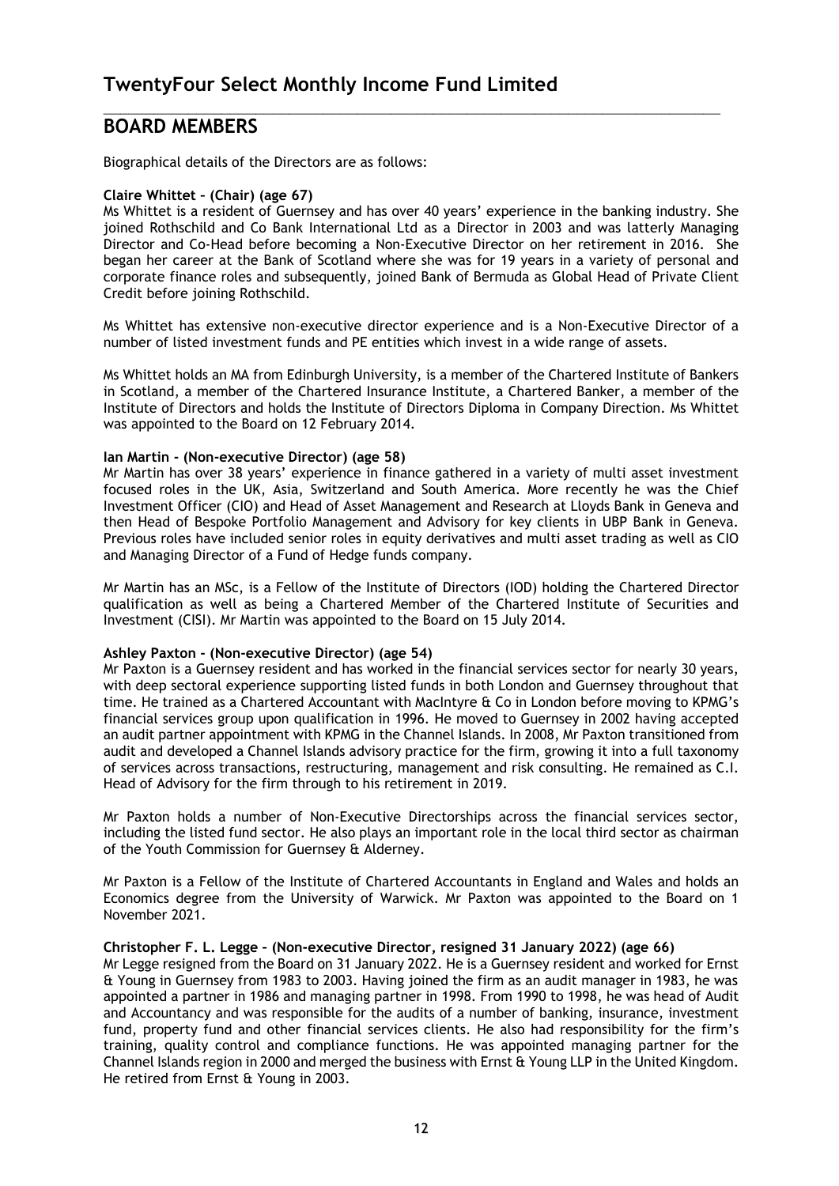# TwentyFour Select Monthly Income Fund Limited

## BOARD MEMBERS

Biographical details of the Directors are as follows:

**Claire Whittet – (Chair) (age 67)**
Ms Whittet is a resident of Guernsey and has over 40 years' experience in the banking industry. She joined Rothschild and Co Bank International Ltd as a Director in 2003 and was latterly Managing Director and Co-Head before becoming a Non-Executive Director on her retirement in 2016. She began her career at the Bank of Scotland where she was for 19 years in a variety of personal and corporate finance roles and subsequently, joined Bank of Bermuda as Global Head of Private Client Credit before joining Rothschild.

Ms Whittet has extensive non-executive director experience and is a Non-Executive Director of a number of listed investment funds and PE entities which invest in a wide range of assets.

Ms Whittet holds an MA from Edinburgh University, is a member of the Chartered Institute of Bankers in Scotland, a member of the Chartered Insurance Institute, a Chartered Banker, a member of the Institute of Directors and holds the Institute of Directors Diploma in Company Direction. Ms Whittet was appointed to the Board on 12 February 2014.

**Ian Martin - (Non-executive Director) (age 58)**
Mr Martin has over 38 years' experience in finance gathered in a variety of multi asset investment focused roles in the UK, Asia, Switzerland and South America. More recently he was the Chief Investment Officer (CIO) and Head of Asset Management and Research at Lloyds Bank in Geneva and then Head of Bespoke Portfolio Management and Advisory for key clients in UBP Bank in Geneva. Previous roles have included senior roles in equity derivatives and multi asset trading as well as CIO and Managing Director of a Fund of Hedge funds company.

Mr Martin has an MSc, is a Fellow of the Institute of Directors (IOD) holding the Chartered Director qualification as well as being a Chartered Member of the Chartered Institute of Securities and Investment (CISI). Mr Martin was appointed to the Board on 15 July 2014.

**Ashley Paxton - (Non-executive Director) (age 54)**
Mr Paxton is a Guernsey resident and has worked in the financial services sector for nearly 30 years, with deep sectoral experience supporting listed funds in both London and Guernsey throughout that time. He trained as a Chartered Accountant with MacIntyre & Co in London before moving to KPMG's financial services group upon qualification in 1996. He moved to Guernsey in 2002 having accepted an audit partner appointment with KPMG in the Channel Islands. In 2008, Mr Paxton transitioned from audit and developed a Channel Islands advisory practice for the firm, growing it into a full taxonomy of services across transactions, restructuring, management and risk consulting. He remained as C.I. Head of Advisory for the firm through to his retirement in 2019.

Mr Paxton holds a number of Non-Executive Directorships across the financial services sector, including the listed fund sector. He also plays an important role in the local third sector as chairman of the Youth Commission for Guernsey & Alderney.

Mr Paxton is a Fellow of the Institute of Chartered Accountants in England and Wales and holds an Economics degree from the University of Warwick. Mr Paxton was appointed to the Board on 1 November 2021.

**Christopher F. L. Legge – (Non-executive Director, resigned 31 January 2022) (age 66)**
Mr Legge resigned from the Board on 31 January 2022. He is a Guernsey resident and worked for Ernst & Young in Guernsey from 1983 to 2003. Having joined the firm as an audit manager in 1983, he was appointed a partner in 1986 and managing partner in 1998. From 1990 to 1998, he was head of Audit and Accountancy and was responsible for the audits of a number of banking, insurance, investment fund, property fund and other financial services clients. He also had responsibility for the firm's training, quality control and compliance functions. He was appointed managing partner for the Channel Islands region in 2000 and merged the business with Ernst & Young LLP in the United Kingdom. He retired from Ernst & Young in 2003.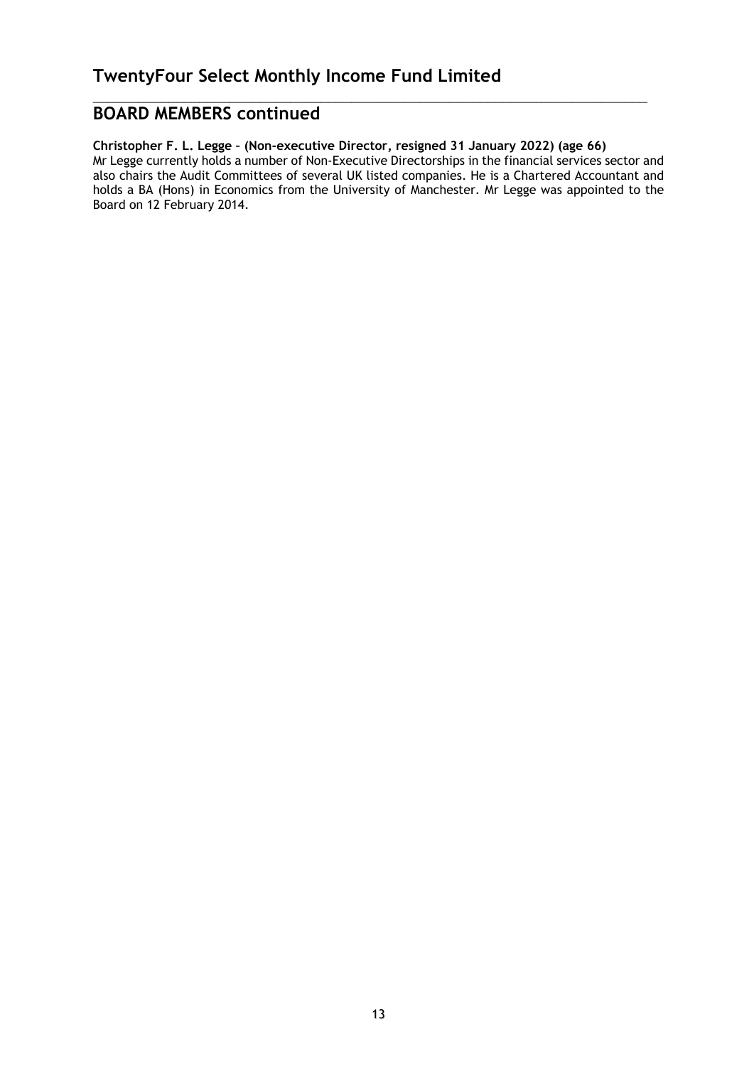## BOARD MEMBERS continued

**Christopher F. L. Legge – (Non-executive Director, resigned 31 January 2022) (age 66)**
Mr Legge currently holds a number of Non-Executive Directorships in the financial services sector and also chairs the Audit Committees of several UK listed companies. He is a Chartered Accountant and holds a BA (Hons) in Economics from the University of Manchester. Mr Legge was appointed to the Board on 12 February 2014.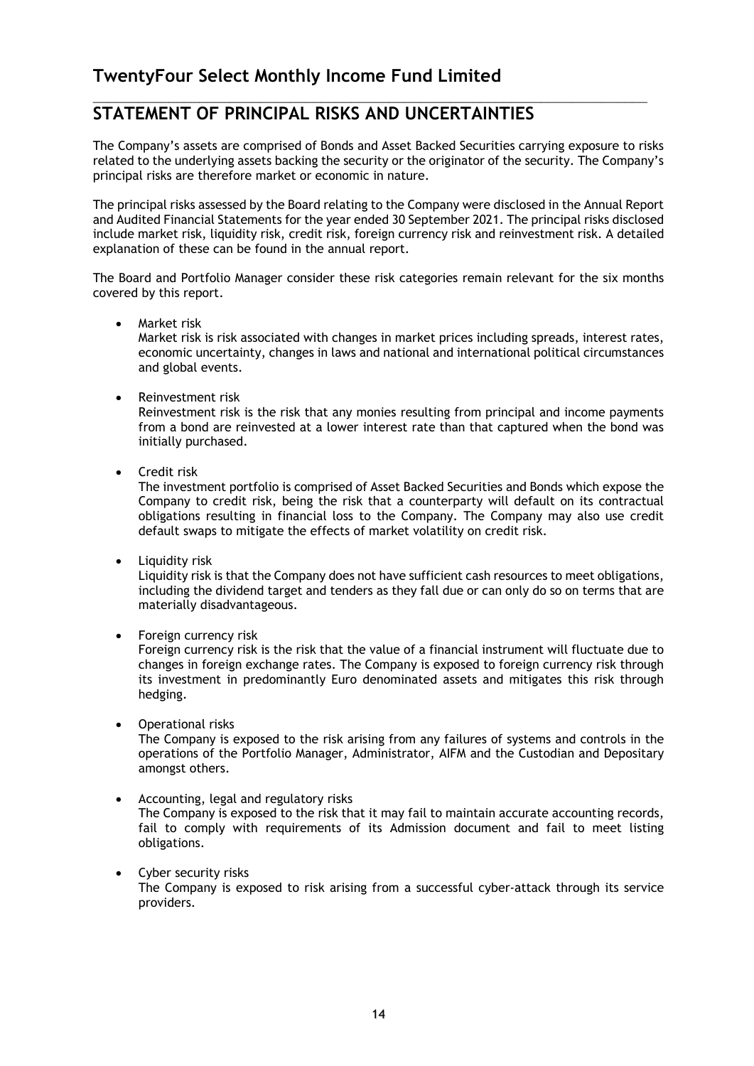## STATEMENT OF PRINCIPAL RISKS AND UNCERTAINTIES

The Company's assets are comprised of Bonds and Asset Backed Securities carrying exposure to risks related to the underlying assets backing the security or the originator of the security. The Company's principal risks are therefore market or economic in nature.

The principal risks assessed by the Board relating to the Company were disclosed in the Annual Report and Audited Financial Statements for the year ended 30 September 2021. The principal risks disclosed include market risk, liquidity risk, credit risk, foreign currency risk and reinvestment risk. A detailed explanation of these can be found in the annual report.

The Board and Portfolio Manager consider these risk categories remain relevant for the six months covered by this report.

- Market risk
  Market risk is risk associated with changes in market prices including spreads, interest rates, economic uncertainty, changes in laws and national and international political circumstances and global events.

- Reinvestment risk
  Reinvestment risk is the risk that any monies resulting from principal and income payments from a bond are reinvested at a lower interest rate than that captured when the bond was initially purchased.

- Credit risk
  The investment portfolio is comprised of Asset Backed Securities and Bonds which expose the Company to credit risk, being the risk that a counterparty will default on its contractual obligations resulting in financial loss to the Company. The Company may also use credit default swaps to mitigate the effects of market volatility on credit risk.

- Liquidity risk
  Liquidity risk is that the Company does not have sufficient cash resources to meet obligations, including the dividend target and tenders as they fall due or can only do so on terms that are materially disadvantageous.

- Foreign currency risk
  Foreign currency risk is the risk that the value of a financial instrument will fluctuate due to changes in foreign exchange rates. The Company is exposed to foreign currency risk through its investment in predominantly Euro denominated assets and mitigates this risk through hedging.

- Operational risks
  The Company is exposed to the risk arising from any failures of systems and controls in the operations of the Portfolio Manager, Administrator, AIFM and the Custodian and Depositary amongst others.

- Accounting, legal and regulatory risks
  The Company is exposed to the risk that it may fail to maintain accurate accounting records, fail to comply with requirements of its Admission document and fail to meet listing obligations.

- Cyber security risks
  The Company is exposed to risk arising from a successful cyber-attack through its service providers.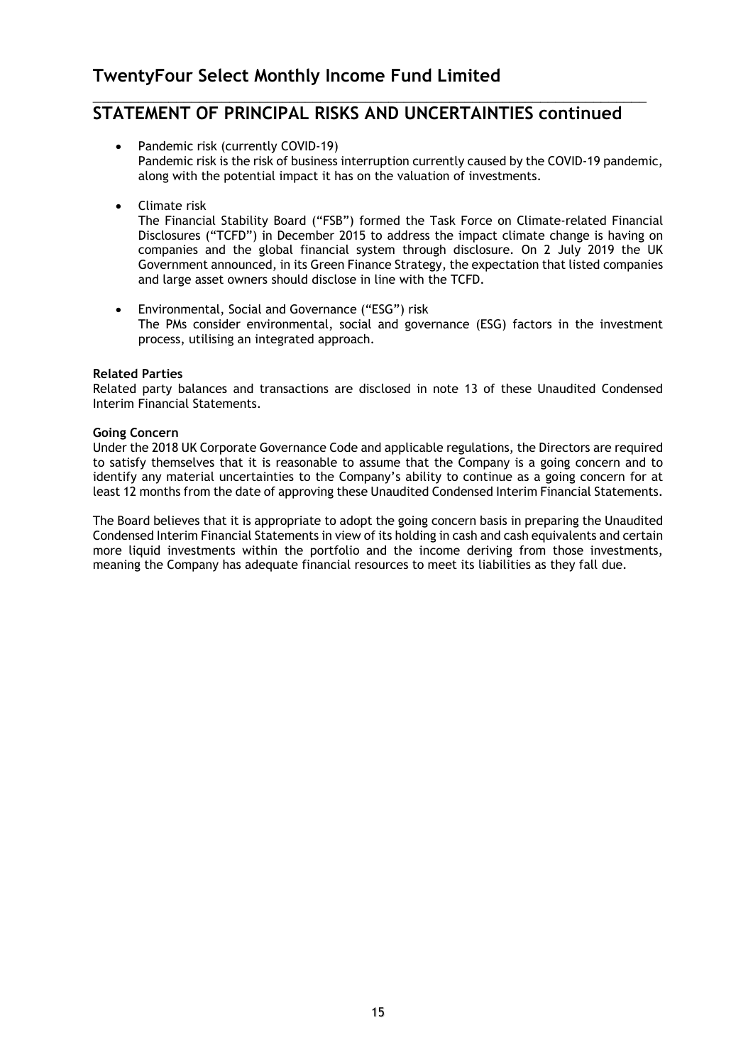## STATEMENT OF PRINCIPAL RISKS AND UNCERTAINTIES continued

- Pandemic risk (currently COVID-19)
  Pandemic risk is the risk of business interruption currently caused by the COVID-19 pandemic, along with the potential impact it has on the valuation of investments.

- Climate risk
  The Financial Stability Board ("FSB") formed the Task Force on Climate-related Financial Disclosures ("TCFD") in December 2015 to address the impact climate change is having on companies and the global financial system through disclosure. On 2 July 2019 the UK Government announced, in its Green Finance Strategy, the expectation that listed companies and large asset owners should disclose in line with the TCFD.

- Environmental, Social and Governance ("ESG") risk
  The PMs consider environmental, social and governance (ESG) factors in the investment process, utilising an integrated approach.

**Related Parties**

Related party balances and transactions are disclosed in note 13 of these Unaudited Condensed Interim Financial Statements.

**Going Concern**

Under the 2018 UK Corporate Governance Code and applicable regulations, the Directors are required to satisfy themselves that it is reasonable to assume that the Company is a going concern and to identify any material uncertainties to the Company's ability to continue as a going concern for at least 12 months from the date of approving these Unaudited Condensed Interim Financial Statements.

The Board believes that it is appropriate to adopt the going concern basis in preparing the Unaudited Condensed Interim Financial Statements in view of its holding in cash and cash equivalents and certain more liquid investments within the portfolio and the income deriving from those investments, meaning the Company has adequate financial resources to meet its liabilities as they fall due.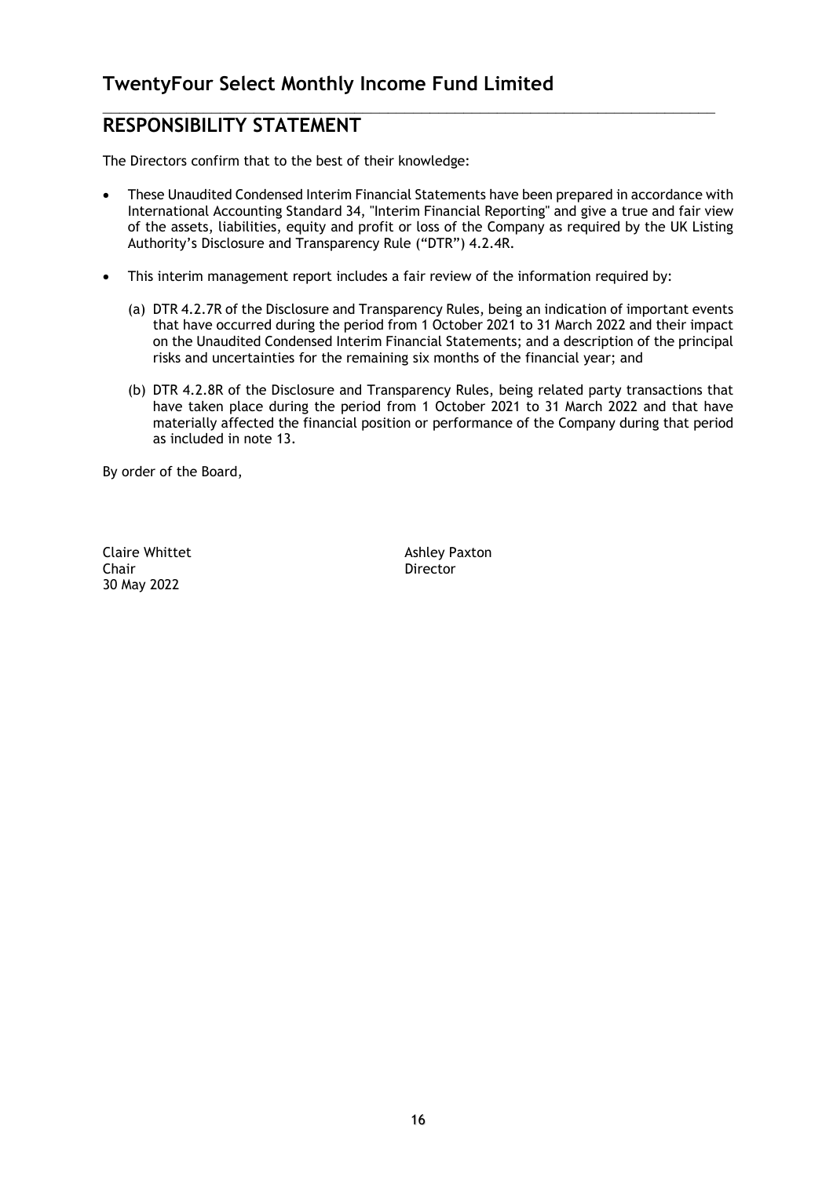# TwentyFour Select Monthly Income Fund Limited

## RESPONSIBILITY STATEMENT

The Directors confirm that to the best of their knowledge:

- These Unaudited Condensed Interim Financial Statements have been prepared in accordance with International Accounting Standard 34, "Interim Financial Reporting" and give a true and fair view of the assets, liabilities, equity and profit or loss of the Company as required by the UK Listing Authority's Disclosure and Transparency Rule ("DTR") 4.2.4R.

- This interim management report includes a fair review of the information required by:

  (a) DTR 4.2.7R of the Disclosure and Transparency Rules, being an indication of important events that have occurred during the period from 1 October 2021 to 31 March 2022 and their impact on the Unaudited Condensed Interim Financial Statements; and a description of the principal risks and uncertainties for the remaining six months of the financial year; and

  (b) DTR 4.2.8R of the Disclosure and Transparency Rules, being related party transactions that have taken place during the period from 1 October 2021 to 31 March 2022 and that have materially affected the financial position or performance of the Company during that period as included in note 13.

By order of the Board,

Claire Whittet
Chair
30 May 2022

Ashley Paxton
Director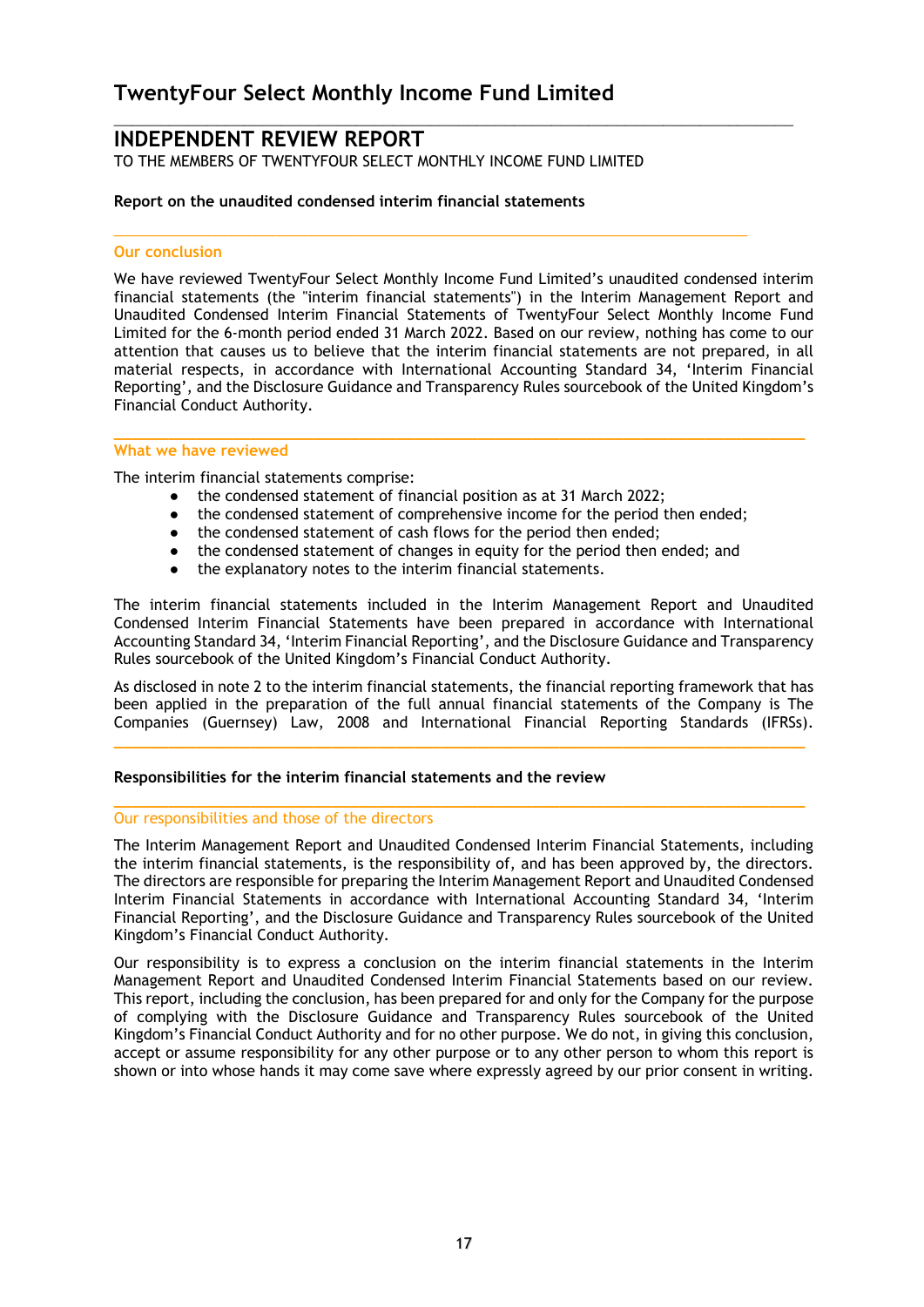# TwentyFour Select Monthly Income Fund Limited

## INDEPENDENT REVIEW REPORT

TO THE MEMBERS OF TWENTYFOUR SELECT MONTHLY INCOME FUND LIMITED

**Report on the unaudited condensed interim financial statements**

### Our conclusion

We have reviewed TwentyFour Select Monthly Income Fund Limited's unaudited condensed interim financial statements (the "interim financial statements") in the Interim Management Report and Unaudited Condensed Interim Financial Statements of TwentyFour Select Monthly Income Fund Limited for the 6-month period ended 31 March 2022. Based on our review, nothing has come to our attention that causes us to believe that the interim financial statements are not prepared, in all material respects, in accordance with International Accounting Standard 34, 'Interim Financial Reporting', and the Disclosure Guidance and Transparency Rules sourcebook of the United Kingdom's Financial Conduct Authority.

### What we have reviewed

The interim financial statements comprise:

- the condensed statement of financial position as at 31 March 2022;
- the condensed statement of comprehensive income for the period then ended;
- the condensed statement of cash flows for the period then ended;
- the condensed statement of changes in equity for the period then ended; and
- the explanatory notes to the interim financial statements.

The interim financial statements included in the Interim Management Report and Unaudited Condensed Interim Financial Statements have been prepared in accordance with International Accounting Standard 34, 'Interim Financial Reporting', and the Disclosure Guidance and Transparency Rules sourcebook of the United Kingdom's Financial Conduct Authority.

As disclosed in note 2 to the interim financial statements, the financial reporting framework that has been applied in the preparation of the full annual financial statements of the Company is The Companies (Guernsey) Law, 2008 and International Financial Reporting Standards (IFRSs).

**Responsibilities for the interim financial statements and the review**

### Our responsibilities and those of the directors

The Interim Management Report and Unaudited Condensed Interim Financial Statements, including the interim financial statements, is the responsibility of, and has been approved by, the directors. The directors are responsible for preparing the Interim Management Report and Unaudited Condensed Interim Financial Statements in accordance with International Accounting Standard 34, 'Interim Financial Reporting', and the Disclosure Guidance and Transparency Rules sourcebook of the United Kingdom's Financial Conduct Authority.

Our responsibility is to express a conclusion on the interim financial statements in the Interim Management Report and Unaudited Condensed Interim Financial Statements based on our review. This report, including the conclusion, has been prepared for and only for the Company for the purpose of complying with the Disclosure Guidance and Transparency Rules sourcebook of the United Kingdom's Financial Conduct Authority and for no other purpose. We do not, in giving this conclusion, accept or assume responsibility for any other purpose or to any other person to whom this report is shown or into whose hands it may come save where expressly agreed by our prior consent in writing.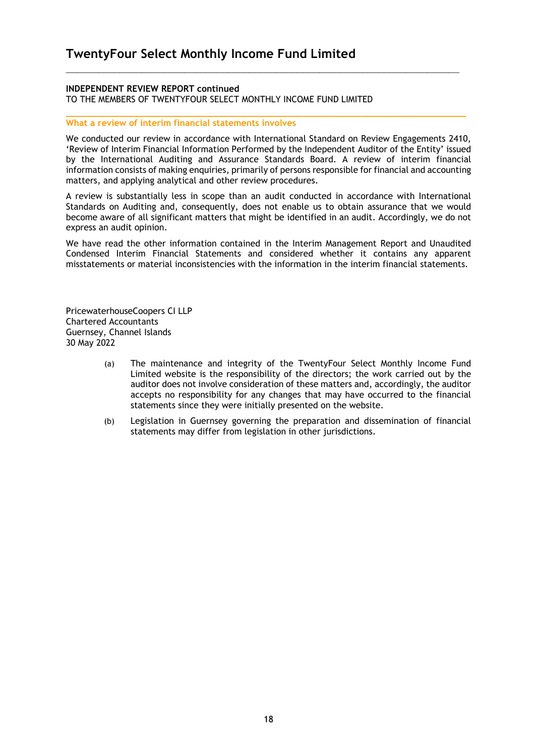**INDEPENDENT REVIEW REPORT continued**
TO THE MEMBERS OF TWENTYFOUR SELECT MONTHLY INCOME FUND LIMITED

## What a review of interim financial statements involves

We conducted our review in accordance with International Standard on Review Engagements 2410, 'Review of Interim Financial Information Performed by the Independent Auditor of the Entity' issued by the International Auditing and Assurance Standards Board. A review of interim financial information consists of making enquiries, primarily of persons responsible for financial and accounting matters, and applying analytical and other review procedures.

A review is substantially less in scope than an audit conducted in accordance with International Standards on Auditing and, consequently, does not enable us to obtain assurance that we would become aware of all significant matters that might be identified in an audit. Accordingly, we do not express an audit opinion.

We have read the other information contained in the Interim Management Report and Unaudited Condensed Interim Financial Statements and considered whether it contains any apparent misstatements or material inconsistencies with the information in the interim financial statements.

PricewaterhouseCoopers CI LLP
Chartered Accountants
Guernsey, Channel Islands
30 May 2022

(a) The maintenance and integrity of the TwentyFour Select Monthly Income Fund Limited website is the responsibility of the directors; the work carried out by the auditor does not involve consideration of these matters and, accordingly, the auditor accepts no responsibility for any changes that may have occurred to the financial statements since they were initially presented on the website.

(b) Legislation in Guernsey governing the preparation and dissemination of financial statements may differ from legislation in other jurisdictions.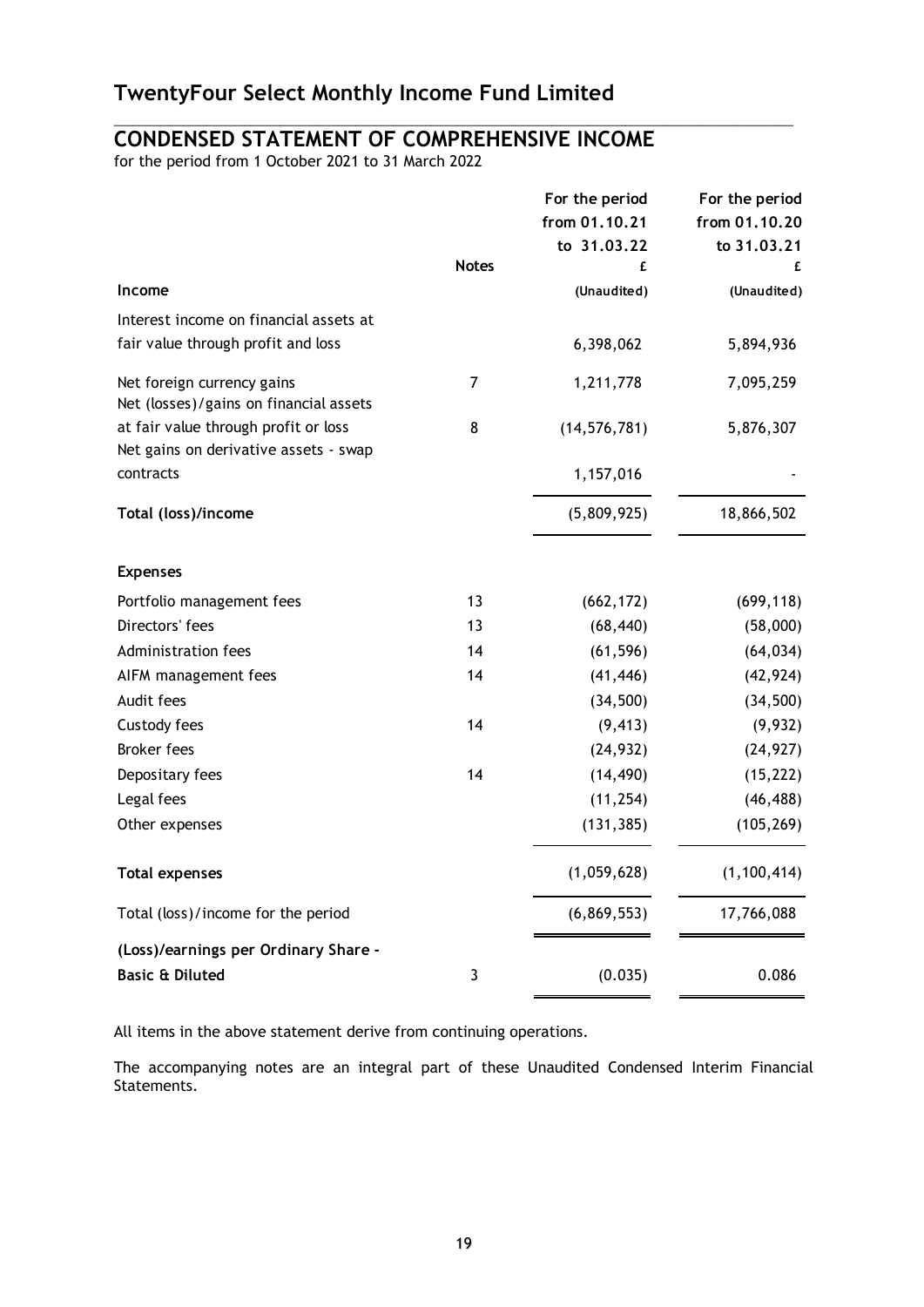# TwentyFour Select Monthly Income Fund Limited

## CONDENSED STATEMENT OF COMPREHENSIVE INCOME

for the period from 1 October 2021 to 31 March 2022

| | Notes | For the period from 01.10.21 to 31.03.22 £ (Unaudited) | For the period from 01.10.20 to 31.03.21 £ (Unaudited) |
|---|---|---|---|
| **Income** | | | |
| Interest income on financial assets at fair value through profit and loss | | 6,398,062 | 5,894,936 |
| Net foreign currency gains | 7 | 1,211,778 | 7,095,259 |
| Net (losses)/gains on financial assets at fair value through profit or loss | 8 | (14,576,781) | 5,876,307 |
| Net gains on derivative assets - swap contracts | | 1,157,016 | - |
| **Total (loss)/income** | | (5,809,925) | 18,866,502 |
| **Expenses** | | | |
| Portfolio management fees | 13 | (662,172) | (699,118) |
| Directors' fees | 13 | (68,440) | (58,000) |
| Administration fees | 14 | (61,596) | (64,034) |
| AIFM management fees | 14 | (41,446) | (42,924) |
| Audit fees | | (34,500) | (34,500) |
| Custody fees | 14 | (9,413) | (9,932) |
| Broker fees | | (24,932) | (24,927) |
| Depositary fees | 14 | (14,490) | (15,222) |
| Legal fees | | (11,254) | (46,488) |
| Other expenses | | (131,385) | (105,269) |
| **Total expenses** | | (1,059,628) | (1,100,414) |
| Total (loss)/income for the period | | (6,869,553) | 17,766,088 |
| **(Loss)/earnings per Ordinary Share - Basic & Diluted** | 3 | (0.035) | 0.086 |

All items in the above statement derive from continuing operations.

The accompanying notes are an integral part of these Unaudited Condensed Interim Financial Statements.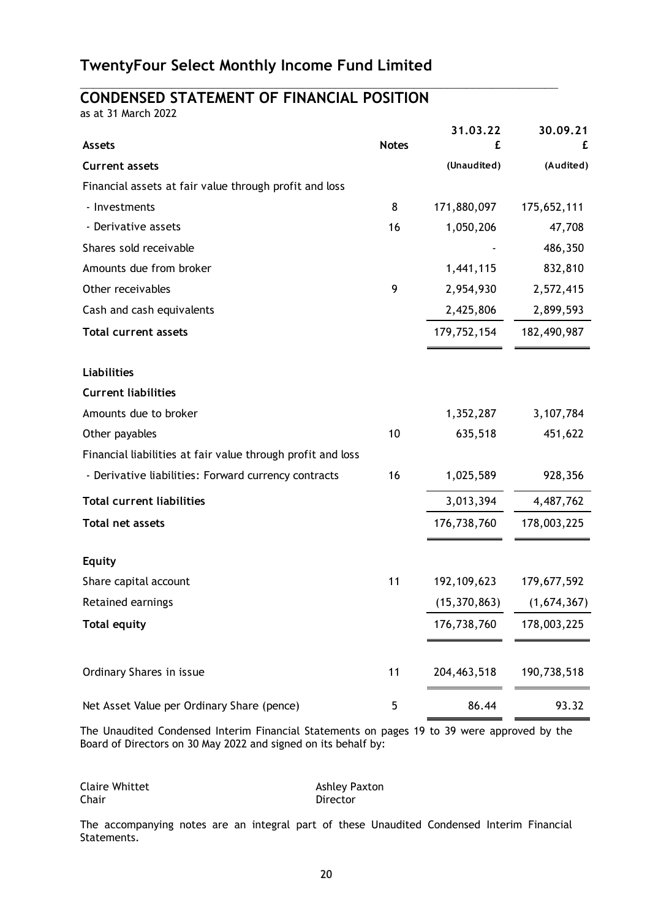# TwentyFour Select Monthly Income Fund Limited

## CONDENSED STATEMENT OF FINANCIAL POSITION

as at 31 March 2022

| Assets | Notes | 31.03.22 £ | 30.09.21 £ |
|---|---|---|---|
| **Current assets** | | (Unaudited) | (Audited) |
| Financial assets at fair value through profit and loss | | | |
| - Investments | 8 | 171,880,097 | 175,652,111 |
| - Derivative assets | 16 | 1,050,206 | 47,708 |
| Shares sold receivable | | - | 486,350 |
| Amounts due from broker | | 1,441,115 | 832,810 |
| Other receivables | 9 | 2,954,930 | 2,572,415 |
| Cash and cash equivalents | | 2,425,806 | 2,899,593 |
| **Total current assets** | | 179,752,154 | 182,490,987 |
| **Liabilities** | | | |
| **Current liabilities** | | | |
| Amounts due to broker | | 1,352,287 | 3,107,784 |
| Other payables | 10 | 635,518 | 451,622 |
| Financial liabilities at fair value through profit and loss | | | |
| - Derivative liabilities: Forward currency contracts | 16 | 1,025,589 | 928,356 |
| **Total current liabilities** | | 3,013,394 | 4,487,762 |
| **Total net assets** | | 176,738,760 | 178,003,225 |
| **Equity** | | | |
| Share capital account | 11 | 192,109,623 | 179,677,592 |
| Retained earnings | | (15,370,863) | (1,674,367) |
| **Total equity** | | 176,738,760 | 178,003,225 |
| Ordinary Shares in issue | 11 | 204,463,518 | 190,738,518 |
| Net Asset Value per Ordinary Share (pence) | 5 | 86.44 | 93.32 |

The Unaudited Condensed Interim Financial Statements on pages 19 to 39 were approved by the Board of Directors on 30 May 2022 and signed on its behalf by:

Claire Whittet
Chair

Ashley Paxton
Director

The accompanying notes are an integral part of these Unaudited Condensed Interim Financial Statements.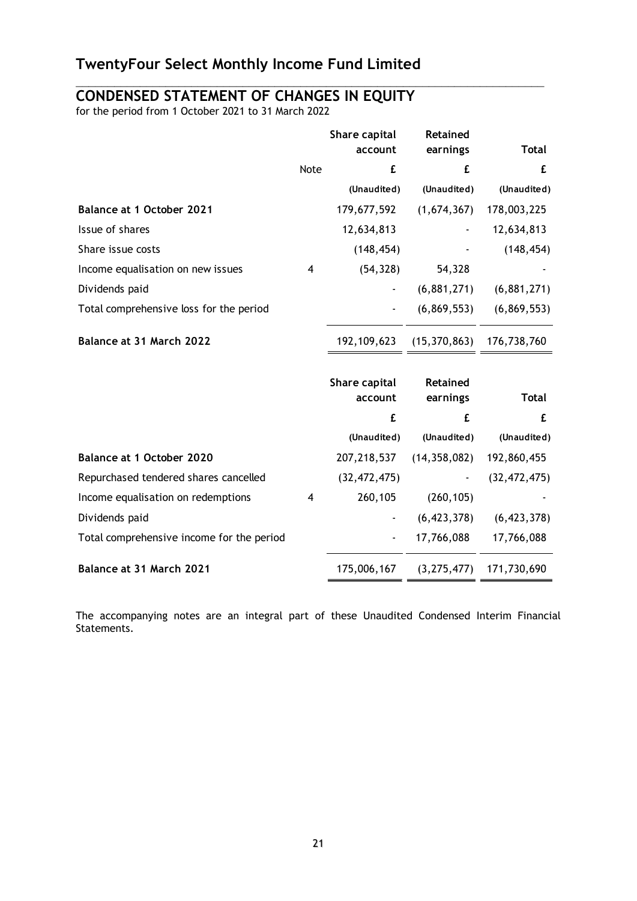## TwentyFour Select Monthly Income Fund Limited

## CONDENSED STATEMENT OF CHANGES IN EQUITY

for the period from 1 October 2021 to 31 March 2022

| | Note | Share capital account | Retained earnings | Total |
|---|---|---|---|---|
| | | £ | £ | £ |
| | | (Unaudited) | (Unaudited) | (Unaudited) |
| **Balance at 1 October 2021** | | 179,677,592 | (1,674,367) | 178,003,225 |
| Issue of shares | | 12,634,813 | - | 12,634,813 |
| Share issue costs | | (148,454) | - | (148,454) |
| Income equalisation on new issues | 4 | (54,328) | 54,328 | - |
| Dividends paid | | - | (6,881,271) | (6,881,271) |
| Total comprehensive loss for the period | | - | (6,869,553) | (6,869,553) |
| **Balance at 31 March 2022** | | 192,109,623 | (15,370,863) | 176,738,760 |

| | Note | Share capital account | Retained earnings | Total |
|---|---|---|---|---|
| | | £ | £ | £ |
| | | (Unaudited) | (Unaudited) | (Unaudited) |
| **Balance at 1 October 2020** | | 207,218,537 | (14,358,082) | 192,860,455 |
| Repurchased tendered shares cancelled | | (32,472,475) | - | (32,472,475) |
| Income equalisation on redemptions | 4 | 260,105 | (260,105) | - |
| Dividends paid | | - | (6,423,378) | (6,423,378) |
| Total comprehensive income for the period | | - | 17,766,088 | 17,766,088 |
| **Balance at 31 March 2021** | | 175,006,167 | (3,275,477) | 171,730,690 |

The accompanying notes are an integral part of these Unaudited Condensed Interim Financial Statements.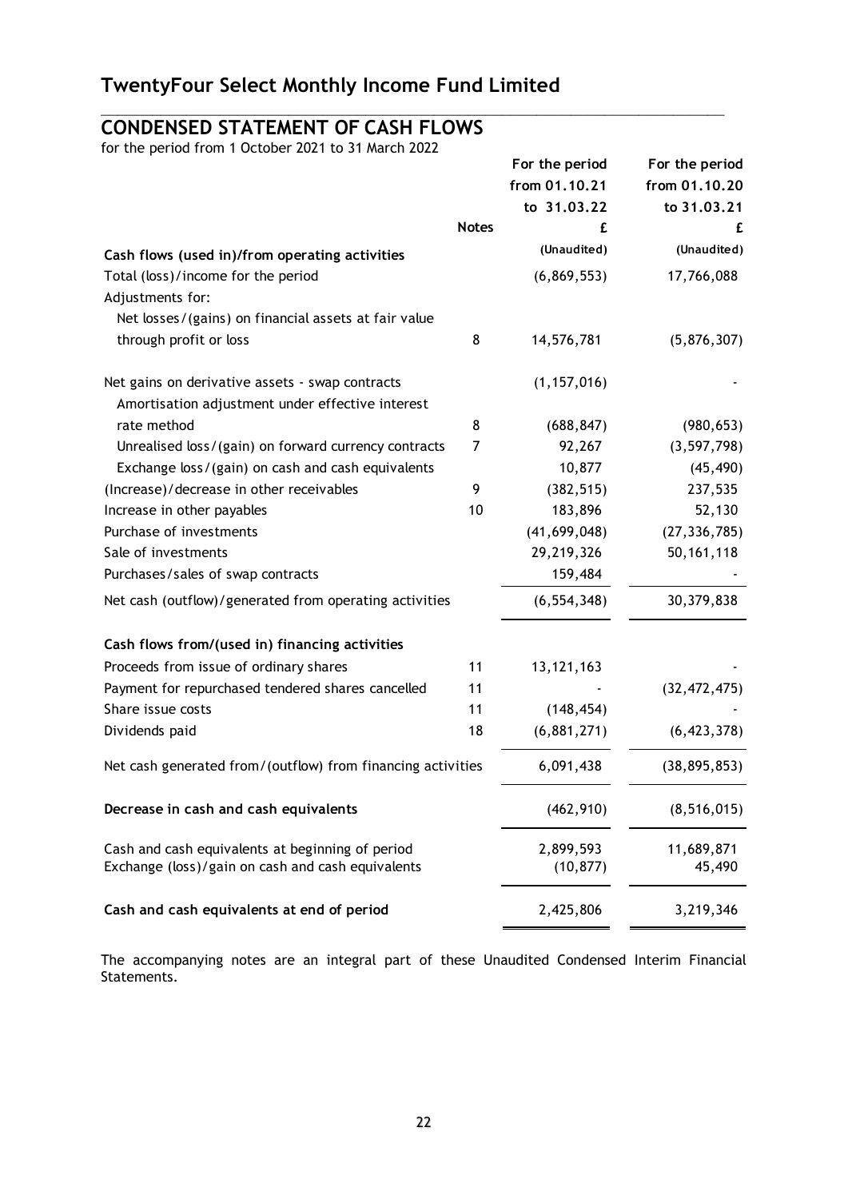# TwentyFour Select Monthly Income Fund Limited

## CONDENSED STATEMENT OF CASH FLOWS

for the period from 1 October 2021 to 31 March 2022

| | Notes | For the period from 01.10.21 to 31.03.22 £ (Unaudited) | For the period from 01.10.20 to 31.03.21 £ (Unaudited) |
|---|---|---|---|
| **Cash flows (used in)/from operating activities** | | | |
| Total (loss)/income for the period | | (6,869,553) | 17,766,088 |
| Adjustments for: | | | |
| Net losses/(gains) on financial assets at fair value through profit or loss | 8 | 14,576,781 | (5,876,307) |
| Net gains on derivative assets - swap contracts | | (1,157,016) | - |
| Amortisation adjustment under effective interest rate method | 8 | (688,847) | (980,653) |
| Unrealised loss/(gain) on forward currency contracts | 7 | 92,267 | (3,597,798) |
| Exchange loss/(gain) on cash and cash equivalents | | 10,877 | (45,490) |
| (Increase)/decrease in other receivables | 9 | (382,515) | 237,535 |
| Increase in other payables | 10 | 183,896 | 52,130 |
| Purchase of investments | | (41,699,048) | (27,336,785) |
| Sale of investments | | 29,219,326 | 50,161,118 |
| Purchases/sales of swap contracts | | 159,484 | - |
| Net cash (outflow)/generated from operating activities | | (6,554,348) | 30,379,838 |
| **Cash flows from/(used in) financing activities** | | | |
| Proceeds from issue of ordinary shares | 11 | 13,121,163 | - |
| Payment for repurchased tendered shares cancelled | 11 | - | (32,472,475) |
| Share issue costs | 11 | (148,454) | - |
| Dividends paid | 18 | (6,881,271) | (6,423,378) |
| Net cash generated from/(outflow) from financing activities | | 6,091,438 | (38,895,853) |
| **Decrease in cash and cash equivalents** | | (462,910) | (8,516,015) |
| Cash and cash equivalents at beginning of period | | 2,899,593 | 11,689,871 |
| Exchange (loss)/gain on cash and cash equivalents | | (10,877) | 45,490 |
| **Cash and cash equivalents at end of period** | | 2,425,806 | 3,219,346 |

The accompanying notes are an integral part of these Unaudited Condensed Interim Financial Statements.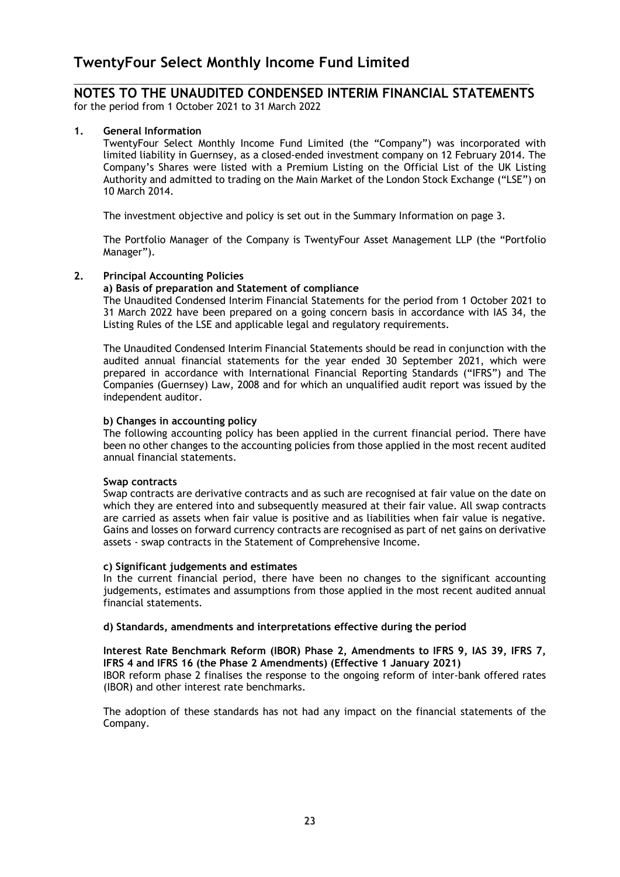# TwentyFour Select Monthly Income Fund Limited

## NOTES TO THE UNAUDITED CONDENSED INTERIM FINANCIAL STATEMENTS

for the period from 1 October 2021 to 31 March 2022

**1. General Information**

TwentyFour Select Monthly Income Fund Limited (the "Company") was incorporated with limited liability in Guernsey, as a closed-ended investment company on 12 February 2014. The Company's Shares were listed with a Premium Listing on the Official List of the UK Listing Authority and admitted to trading on the Main Market of the London Stock Exchange ("LSE") on 10 March 2014.

The investment objective and policy is set out in the Summary Information on page 3.

The Portfolio Manager of the Company is TwentyFour Asset Management LLP (the "Portfolio Manager").

**2. Principal Accounting Policies**

**a) Basis of preparation and Statement of compliance**

The Unaudited Condensed Interim Financial Statements for the period from 1 October 2021 to 31 March 2022 have been prepared on a going concern basis in accordance with IAS 34, the Listing Rules of the LSE and applicable legal and regulatory requirements.

The Unaudited Condensed Interim Financial Statements should be read in conjunction with the audited annual financial statements for the year ended 30 September 2021, which were prepared in accordance with International Financial Reporting Standards ("IFRS") and The Companies (Guernsey) Law, 2008 and for which an unqualified audit report was issued by the independent auditor.

**b) Changes in accounting policy**

The following accounting policy has been applied in the current financial period. There have been no other changes to the accounting policies from those applied in the most recent audited annual financial statements.

**Swap contracts**

Swap contracts are derivative contracts and as such are recognised at fair value on the date on which they are entered into and subsequently measured at their fair value. All swap contracts are carried as assets when fair value is positive and as liabilities when fair value is negative. Gains and losses on forward currency contracts are recognised as part of net gains on derivative assets - swap contracts in the Statement of Comprehensive Income.

**c) Significant judgements and estimates**

In the current financial period, there have been no changes to the significant accounting judgements, estimates and assumptions from those applied in the most recent audited annual financial statements.

**d) Standards, amendments and interpretations effective during the period**

**Interest Rate Benchmark Reform (IBOR) Phase 2, Amendments to IFRS 9, IAS 39, IFRS 7, IFRS 4 and IFRS 16 (the Phase 2 Amendments) (Effective 1 January 2021)**

IBOR reform phase 2 finalises the response to the ongoing reform of inter-bank offered rates (IBOR) and other interest rate benchmarks.

The adoption of these standards has not had any impact on the financial statements of the Company.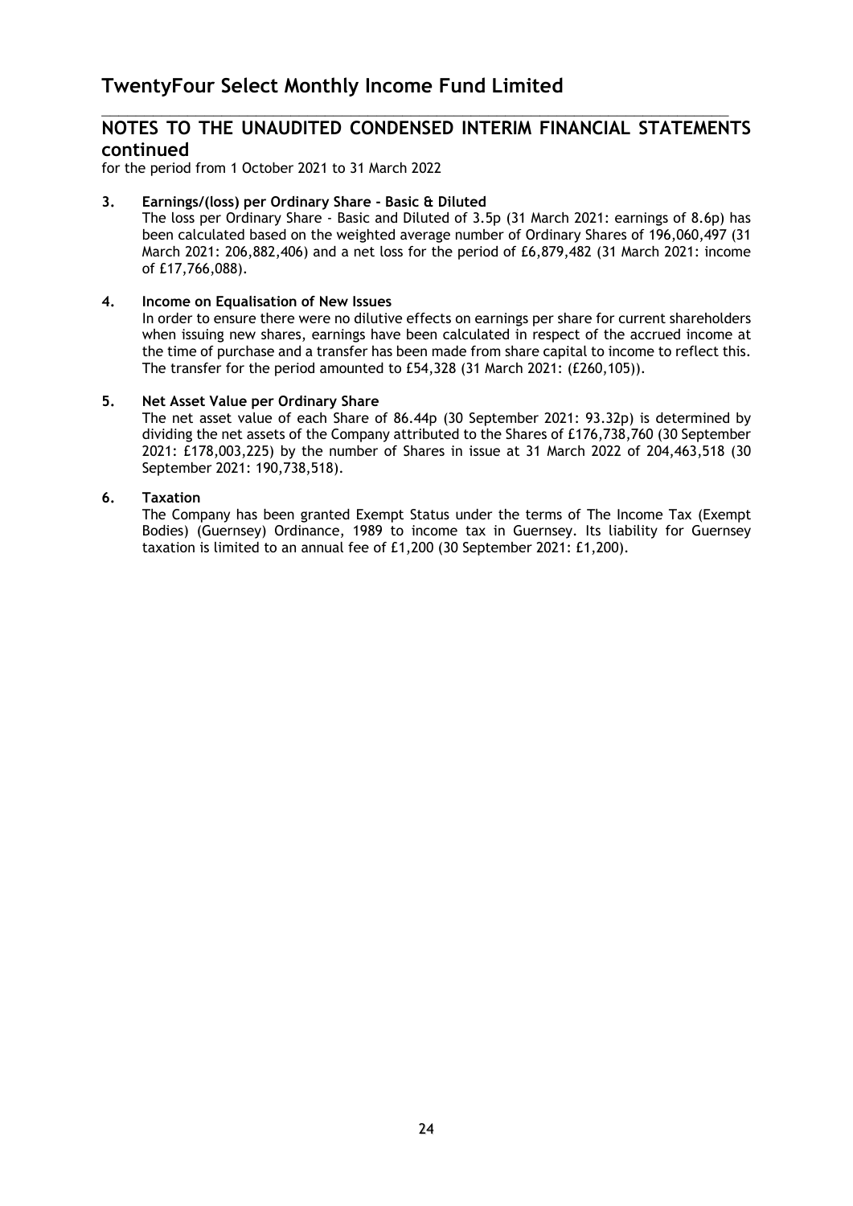## NOTES TO THE UNAUDITED CONDENSED INTERIM FINANCIAL STATEMENTS continued

for the period from 1 October 2021 to 31 March 2022

### 3. Earnings/(loss) per Ordinary Share - Basic & Diluted

The loss per Ordinary Share - Basic and Diluted of 3.5p (31 March 2021: earnings of 8.6p) has been calculated based on the weighted average number of Ordinary Shares of 196,060,497 (31 March 2021: 206,882,406) and a net loss for the period of £6,879,482 (31 March 2021: income of £17,766,088).

### 4. Income on Equalisation of New Issues

In order to ensure there were no dilutive effects on earnings per share for current shareholders when issuing new shares, earnings have been calculated in respect of the accrued income at the time of purchase and a transfer has been made from share capital to income to reflect this. The transfer for the period amounted to £54,328 (31 March 2021: (£260,105)).

### 5. Net Asset Value per Ordinary Share

The net asset value of each Share of 86.44p (30 September 2021: 93.32p) is determined by dividing the net assets of the Company attributed to the Shares of £176,738,760 (30 September 2021: £178,003,225) by the number of Shares in issue at 31 March 2022 of 204,463,518 (30 September 2021: 190,738,518).

### 6. Taxation

The Company has been granted Exempt Status under the terms of The Income Tax (Exempt Bodies) (Guernsey) Ordinance, 1989 to income tax in Guernsey. Its liability for Guernsey taxation is limited to an annual fee of £1,200 (30 September 2021: £1,200).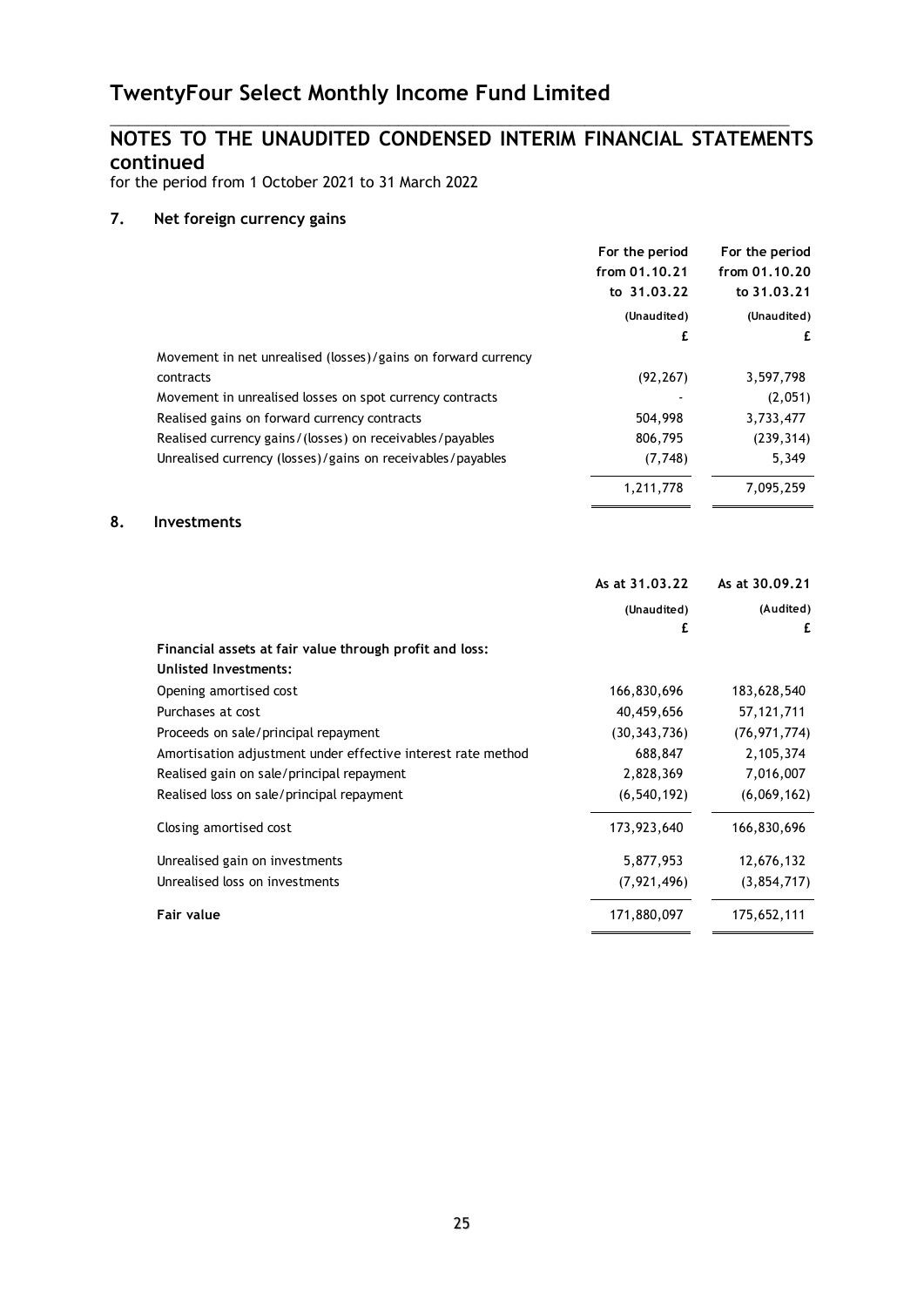# TwentyFour Select Monthly Income Fund Limited

## NOTES TO THE UNAUDITED CONDENSED INTERIM FINANCIAL STATEMENTS continued

for the period from 1 October 2021 to 31 March 2022

### 7. Net foreign currency gains

| | For the period from 01.10.21 to 31.03.22 (Unaudited) £ | For the period from 01.10.20 to 31.03.21 (Unaudited) £ |
|---|---|---|
| Movement in net unrealised (losses)/gains on forward currency contracts | (92,267) | 3,597,798 |
| Movement in unrealised losses on spot currency contracts | - | (2,051) |
| Realised gains on forward currency contracts | 504,998 | 3,733,477 |
| Realised currency gains/(losses) on receivables/payables | 806,795 | (239,314) |
| Unrealised currency (losses)/gains on receivables/payables | (7,748) | 5,349 |
| | 1,211,778 | 7,095,259 |

### 8. Investments

| | As at 31.03.22 (Unaudited) £ | As at 30.09.21 (Audited) £ |
|---|---|---|
| **Financial assets at fair value through profit and loss:** | | |
| **Unlisted Investments:** | | |
| Opening amortised cost | 166,830,696 | 183,628,540 |
| Purchases at cost | 40,459,656 | 57,121,711 |
| Proceeds on sale/principal repayment | (30,343,736) | (76,971,774) |
| Amortisation adjustment under effective interest rate method | 688,847 | 2,105,374 |
| Realised gain on sale/principal repayment | 2,828,369 | 7,016,007 |
| Realised loss on sale/principal repayment | (6,540,192) | (6,069,162) |
| Closing amortised cost | 173,923,640 | 166,830,696 |
| Unrealised gain on investments | 5,877,953 | 12,676,132 |
| Unrealised loss on investments | (7,921,496) | (3,854,717) |
| **Fair value** | 171,880,097 | 175,652,111 |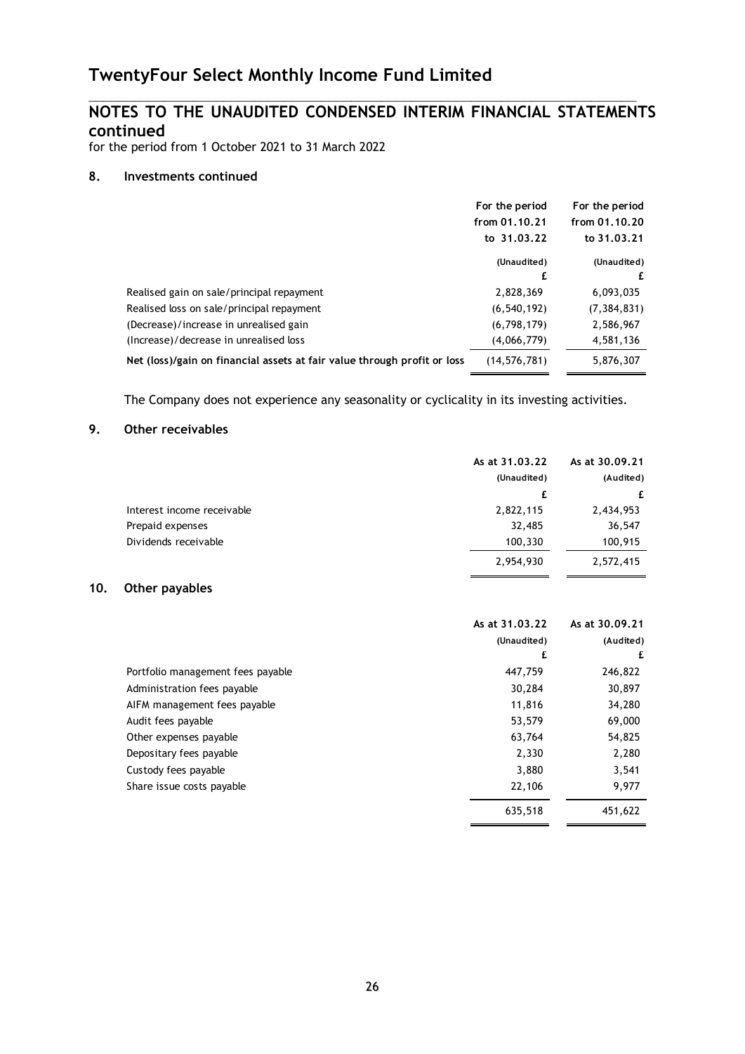## NOTES TO THE UNAUDITED CONDENSED INTERIM FINANCIAL STATEMENTS continued

for the period from 1 October 2021 to 31 March 2022

### 8. Investments continued

| | For the period from 01.10.21 to 31.03.22 | For the period from 01.10.20 to 31.03.21 |
|---|---|---|
| | (Unaudited) | (Unaudited) |
| | £ | £ |
| Realised gain on sale/principal repayment | 2,828,369 | 6,093,035 |
| Realised loss on sale/principal repayment | (6,540,192) | (7,384,831) |
| (Decrease)/increase in unrealised gain | (6,798,179) | 2,586,967 |
| (Increase)/decrease in unrealised loss | (4,066,779) | 4,581,136 |
| **Net (loss)/gain on financial assets at fair value through profit or loss** | (14,576,781) | 5,876,307 |

The Company does not experience any seasonality or cyclicality in its investing activities.

### 9. Other receivables

| | As at 31.03.22 | As at 30.09.21 |
|---|---|---|
| | (Unaudited) | (Audited) |
| | £ | £ |
| Interest income receivable | 2,822,115 | 2,434,953 |
| Prepaid expenses | 32,485 | 36,547 |
| Dividends receivable | 100,330 | 100,915 |
| | 2,954,930 | 2,572,415 |

### 10. Other payables

| | As at 31.03.22 | As at 30.09.21 |
|---|---|---|
| | (Unaudited) | (Audited) |
| | £ | £ |
| Portfolio management fees payable | 447,759 | 246,822 |
| Administration fees payable | 30,284 | 30,897 |
| AIFM management fees payable | 11,816 | 34,280 |
| Audit fees payable | 53,579 | 69,000 |
| Other expenses payable | 63,764 | 54,825 |
| Depositary fees payable | 2,330 | 2,280 |
| Custody fees payable | 3,880 | 3,541 |
| Share issue costs payable | 22,106 | 9,977 |
| | 635,518 | 451,622 |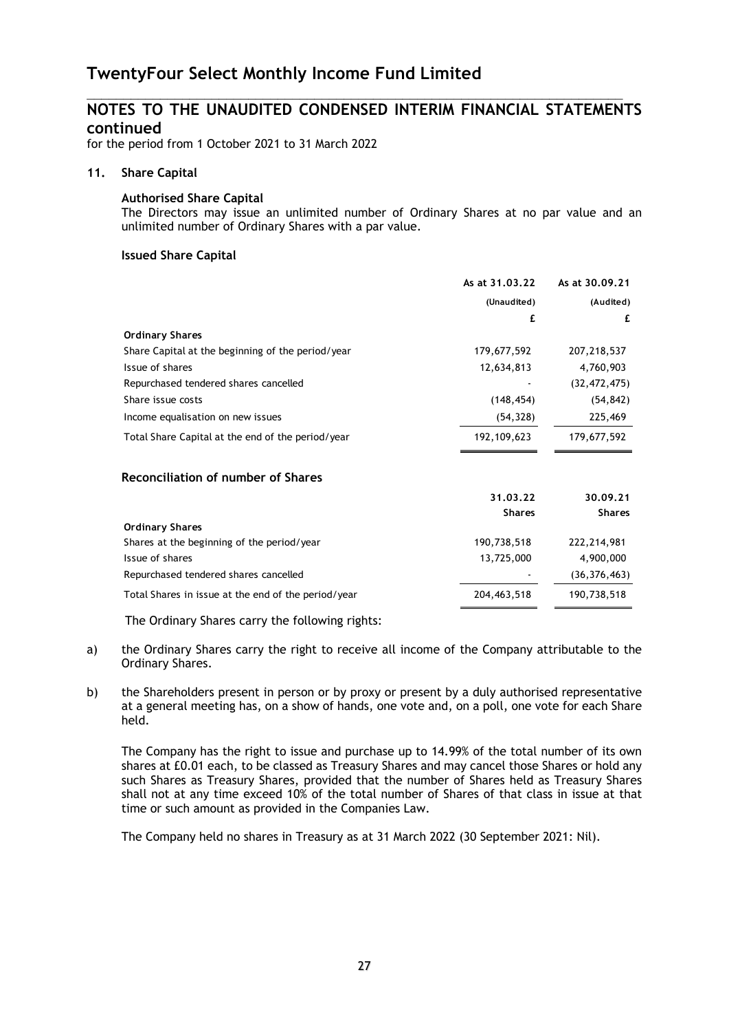# TwentyFour Select Monthly Income Fund Limited

## NOTES TO THE UNAUDITED CONDENSED INTERIM FINANCIAL STATEMENTS continued

for the period from 1 October 2021 to 31 March 2022

### 11. Share Capital

**Authorised Share Capital**

The Directors may issue an unlimited number of Ordinary Shares at no par value and an unlimited number of Ordinary Shares with a par value.

**Issued Share Capital**

| | As at 31.03.22 | As at 30.09.21 |
|---|---|---|
| | (Unaudited) | (Audited) |
| | £ | £ |
| **Ordinary Shares** | | |
| Share Capital at the beginning of the period/year | 179,677,592 | 207,218,537 |
| Issue of shares | 12,634,813 | 4,760,903 |
| Repurchased tendered shares cancelled | - | (32,472,475) |
| Share issue costs | (148,454) | (54,842) |
| Income equalisation on new issues | (54,328) | 225,469 |
| Total Share Capital at the end of the period/year | 192,109,623 | 179,677,592 |

**Reconciliation of number of Shares**

| | 31.03.22 | 30.09.21 |
|---|---|---|
| | Shares | Shares |
| **Ordinary Shares** | | |
| Shares at the beginning of the period/year | 190,738,518 | 222,214,981 |
| Issue of shares | 13,725,000 | 4,900,000 |
| Repurchased tendered shares cancelled | - | (36,376,463) |
| Total Shares in issue at the end of the period/year | 204,463,518 | 190,738,518 |

The Ordinary Shares carry the following rights:

a) the Ordinary Shares carry the right to receive all income of the Company attributable to the Ordinary Shares.

b) the Shareholders present in person or by proxy or present by a duly authorised representative at a general meeting has, on a show of hands, one vote and, on a poll, one vote for each Share held.

The Company has the right to issue and purchase up to 14.99% of the total number of its own shares at £0.01 each, to be classed as Treasury Shares and may cancel those Shares or hold any such Shares as Treasury Shares, provided that the number of Shares held as Treasury Shares shall not at any time exceed 10% of the total number of Shares of that class in issue at that time or such amount as provided in the Companies Law.

The Company held no shares in Treasury as at 31 March 2022 (30 September 2021: Nil).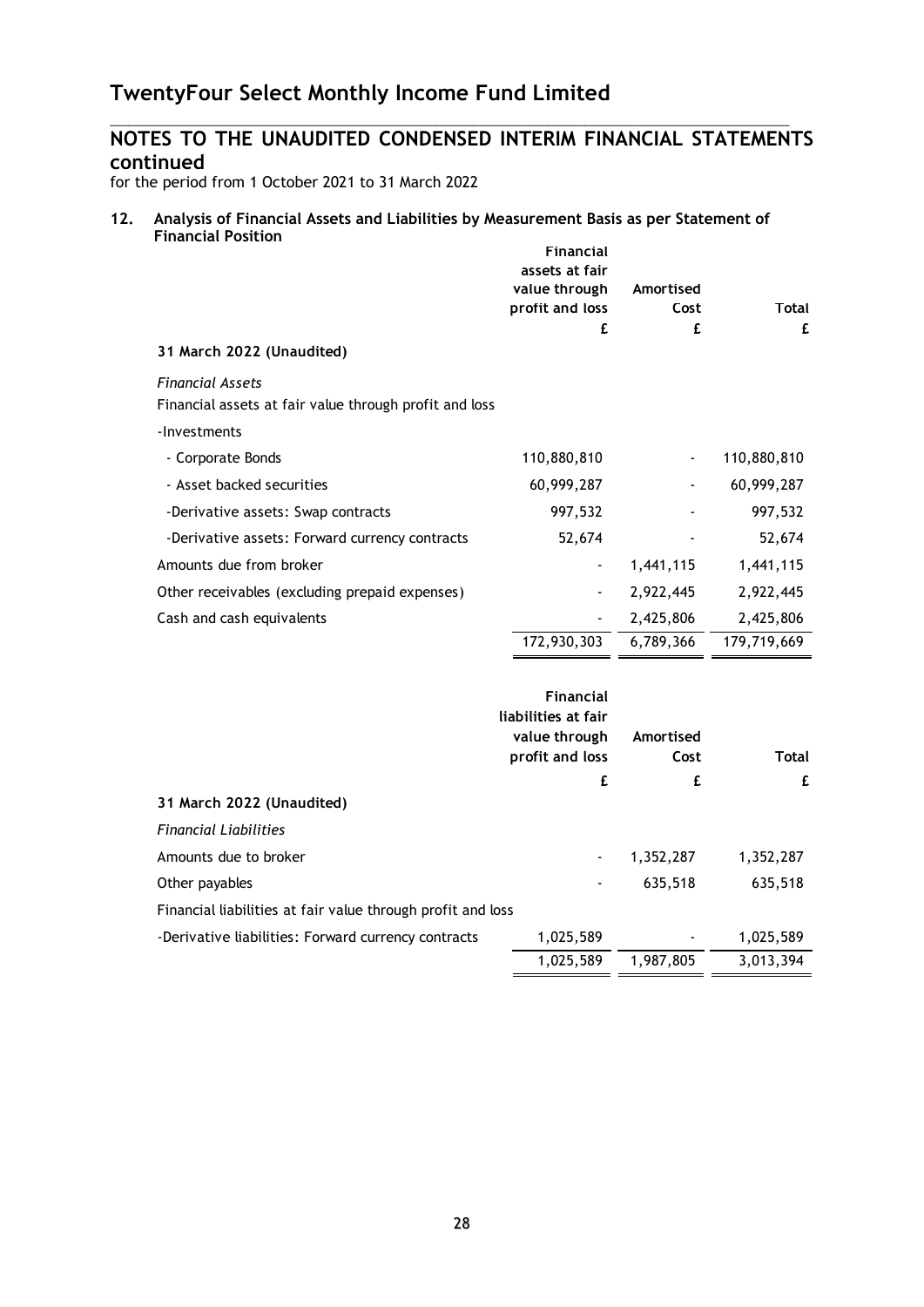# TwentyFour Select Monthly Income Fund Limited

## NOTES TO THE UNAUDITED CONDENSED INTERIM FINANCIAL STATEMENTS continued

for the period from 1 October 2021 to 31 March 2022

### 12. Analysis of Financial Assets and Liabilities by Measurement Basis as per Statement of Financial Position

| | Financial assets at fair value through profit and loss | Amortised Cost | Total |
|---|---|---|---|
| | £ | £ | £ |
| **31 March 2022 (Unaudited)** | | | |
| *Financial Assets* | | | |
| Financial assets at fair value through profit and loss | | | |
| -Investments | | | |
| - Corporate Bonds | 110,880,810 | - | 110,880,810 |
| - Asset backed securities | 60,999,287 | - | 60,999,287 |
| -Derivative assets: Swap contracts | 997,532 | - | 997,532 |
| -Derivative assets: Forward currency contracts | 52,674 | - | 52,674 |
| Amounts due from broker | - | 1,441,115 | 1,441,115 |
| Other receivables (excluding prepaid expenses) | - | 2,922,445 | 2,922,445 |
| Cash and cash equivalents | - | 2,425,806 | 2,425,806 |
| | 172,930,303 | 6,789,366 | 179,719,669 |

| | Financial liabilities at fair value through profit and loss | Amortised Cost | Total |
|---|---|---|---|
| | £ | £ | £ |
| **31 March 2022 (Unaudited)** | | | |
| *Financial Liabilities* | | | |
| Amounts due to broker | - | 1,352,287 | 1,352,287 |
| Other payables | - | 635,518 | 635,518 |
| Financial liabilities at fair value through profit and loss | | | |
| -Derivative liabilities: Forward currency contracts | 1,025,589 | - | 1,025,589 |
| | 1,025,589 | 1,987,805 | 3,013,394 |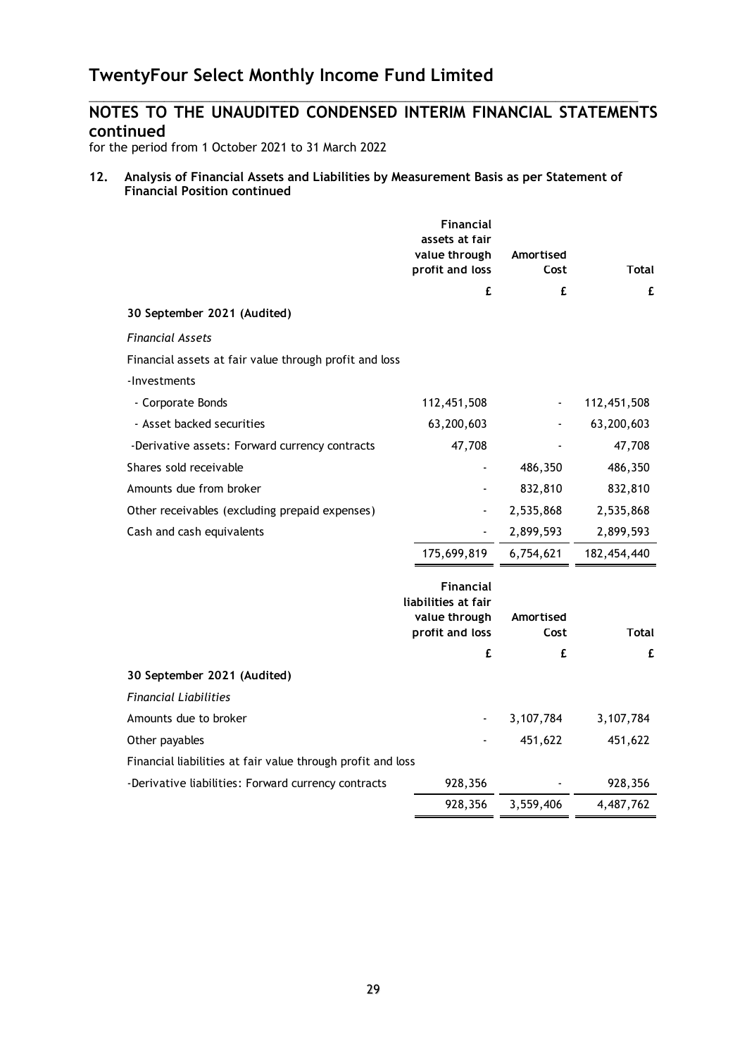# TwentyFour Select Monthly Income Fund Limited

## NOTES TO THE UNAUDITED CONDENSED INTERIM FINANCIAL STATEMENTS continued

for the period from 1 October 2021 to 31 March 2022

### 12. Analysis of Financial Assets and Liabilities by Measurement Basis as per Statement of Financial Position continued

| | Financial assets at fair value through profit and loss | Amortised Cost | Total |
|---|---|---|---|
| | £ | £ | £ |
| **30 September 2021 (Audited)** | | | |
| *Financial Assets* | | | |
| Financial assets at fair value through profit and loss | | | |
| -Investments | | | |
| - Corporate Bonds | 112,451,508 | - | 112,451,508 |
| - Asset backed securities | 63,200,603 | - | 63,200,603 |
| -Derivative assets: Forward currency contracts | 47,708 | - | 47,708 |
| Shares sold receivable | - | 486,350 | 486,350 |
| Amounts due from broker | - | 832,810 | 832,810 |
| Other receivables (excluding prepaid expenses) | - | 2,535,868 | 2,535,868 |
| Cash and cash equivalents | - | 2,899,593 | 2,899,593 |
| | 175,699,819 | 6,754,621 | 182,454,440 |

| | Financial liabilities at fair value through profit and loss | Amortised Cost | Total |
|---|---|---|---|
| | £ | £ | £ |
| **30 September 2021 (Audited)** | | | |
| *Financial Liabilities* | | | |
| Amounts due to broker | - | 3,107,784 | 3,107,784 |
| Other payables | - | 451,622 | 451,622 |
| Financial liabilities at fair value through profit and loss | | | |
| -Derivative liabilities: Forward currency contracts | 928,356 | - | 928,356 |
| | 928,356 | 3,559,406 | 4,487,762 |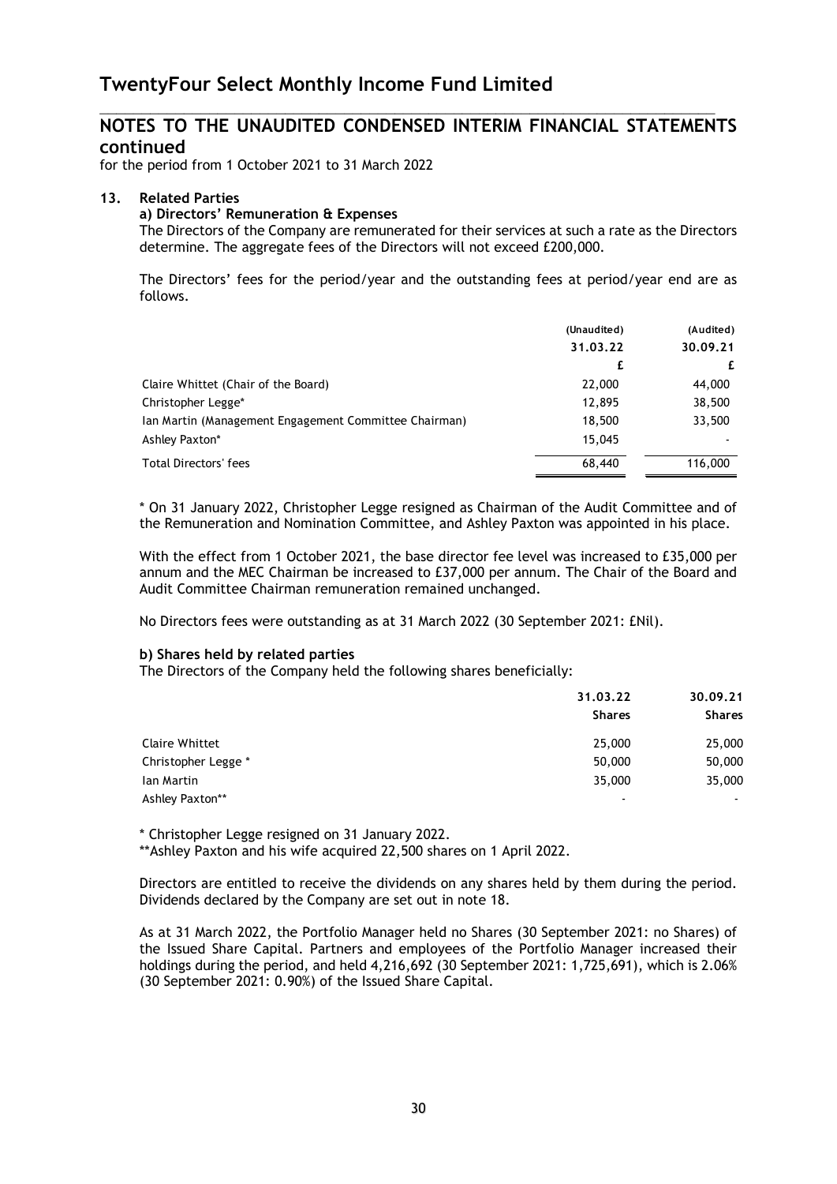# TwentyFour Select Monthly Income Fund Limited

## NOTES TO THE UNAUDITED CONDENSED INTERIM FINANCIAL STATEMENTS continued

for the period from 1 October 2021 to 31 March 2022

### 13. Related Parties

#### a) Directors' Remuneration & Expenses

The Directors of the Company are remunerated for their services at such a rate as the Directors determine. The aggregate fees of the Directors will not exceed £200,000.

The Directors' fees for the period/year and the outstanding fees at period/year end are as follows.

| | (Unaudited) 31.03.22 £ | (Audited) 30.09.21 £ |
|---|---|---|
| Claire Whittet (Chair of the Board) | 22,000 | 44,000 |
| Christopher Legge* | 12,895 | 38,500 |
| Ian Martin (Management Engagement Committee Chairman) | 18,500 | 33,500 |
| Ashley Paxton* | 15,045 | - |
| Total Directors' fees | 68,440 | 116,000 |

* On 31 January 2022, Christopher Legge resigned as Chairman of the Audit Committee and of the Remuneration and Nomination Committee, and Ashley Paxton was appointed in his place.

With the effect from 1 October 2021, the base director fee level was increased to £35,000 per annum and the MEC Chairman be increased to £37,000 per annum. The Chair of the Board and Audit Committee Chairman remuneration remained unchanged.

No Directors fees were outstanding as at 31 March 2022 (30 September 2021: £Nil).

#### b) Shares held by related parties

The Directors of the Company held the following shares beneficially:

| | 31.03.22 Shares | 30.09.21 Shares |
|---|---|---|
| Claire Whittet | 25,000 | 25,000 |
| Christopher Legge * | 50,000 | 50,000 |
| Ian Martin | 35,000 | 35,000 |
| Ashley Paxton** | - | - |

* Christopher Legge resigned on 31 January 2022.
**Ashley Paxton and his wife acquired 22,500 shares on 1 April 2022.

Directors are entitled to receive the dividends on any shares held by them during the period. Dividends declared by the Company are set out in note 18.

As at 31 March 2022, the Portfolio Manager held no Shares (30 September 2021: no Shares) of the Issued Share Capital. Partners and employees of the Portfolio Manager increased their holdings during the period, and held 4,216,692 (30 September 2021: 1,725,691), which is 2.06% (30 September 2021: 0.90%) of the Issued Share Capital.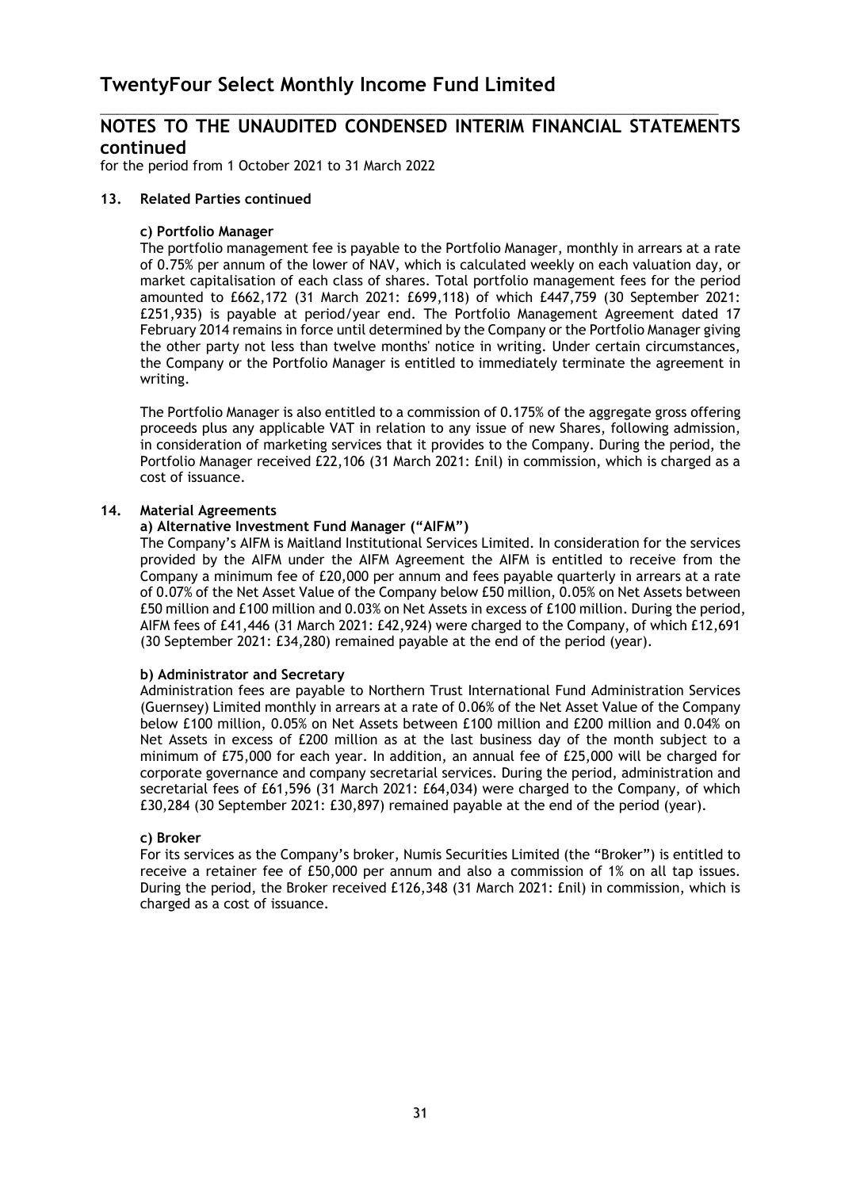## NOTES TO THE UNAUDITED CONDENSED INTERIM FINANCIAL STATEMENTS continued

for the period from 1 October 2021 to 31 March 2022

### 13. Related Parties continued

#### c) Portfolio Manager

The portfolio management fee is payable to the Portfolio Manager, monthly in arrears at a rate of 0.75% per annum of the lower of NAV, which is calculated weekly on each valuation day, or market capitalisation of each class of shares. Total portfolio management fees for the period amounted to £662,172 (31 March 2021: £699,118) of which £447,759 (30 September 2021: £251,935) is payable at period/year end. The Portfolio Management Agreement dated 17 February 2014 remains in force until determined by the Company or the Portfolio Manager giving the other party not less than twelve months' notice in writing. Under certain circumstances, the Company or the Portfolio Manager is entitled to immediately terminate the agreement in writing.

The Portfolio Manager is also entitled to a commission of 0.175% of the aggregate gross offering proceeds plus any applicable VAT in relation to any issue of new Shares, following admission, in consideration of marketing services that it provides to the Company. During the period, the Portfolio Manager received £22,106 (31 March 2021: £nil) in commission, which is charged as a cost of issuance.

### 14. Material Agreements

#### a) Alternative Investment Fund Manager ("AIFM")

The Company's AIFM is Maitland Institutional Services Limited. In consideration for the services provided by the AIFM under the AIFM Agreement the AIFM is entitled to receive from the Company a minimum fee of £20,000 per annum and fees payable quarterly in arrears at a rate of 0.07% of the Net Asset Value of the Company below £50 million, 0.05% on Net Assets between £50 million and £100 million and 0.03% on Net Assets in excess of £100 million. During the period, AIFM fees of £41,446 (31 March 2021: £42,924) were charged to the Company, of which £12,691 (30 September 2021: £34,280) remained payable at the end of the period (year).

#### b) Administrator and Secretary

Administration fees are payable to Northern Trust International Fund Administration Services (Guernsey) Limited monthly in arrears at a rate of 0.06% of the Net Asset Value of the Company below £100 million, 0.05% on Net Assets between £100 million and £200 million and 0.04% on Net Assets in excess of £200 million as at the last business day of the month subject to a minimum of £75,000 for each year. In addition, an annual fee of £25,000 will be charged for corporate governance and company secretarial services. During the period, administration and secretarial fees of £61,596 (31 March 2021: £64,034) were charged to the Company, of which £30,284 (30 September 2021: £30,897) remained payable at the end of the period (year).

#### c) Broker

For its services as the Company's broker, Numis Securities Limited (the "Broker") is entitled to receive a retainer fee of £50,000 per annum and also a commission of 1% on all tap issues. During the period, the Broker received £126,348 (31 March 2021: £nil) in commission, which is charged as a cost of issuance.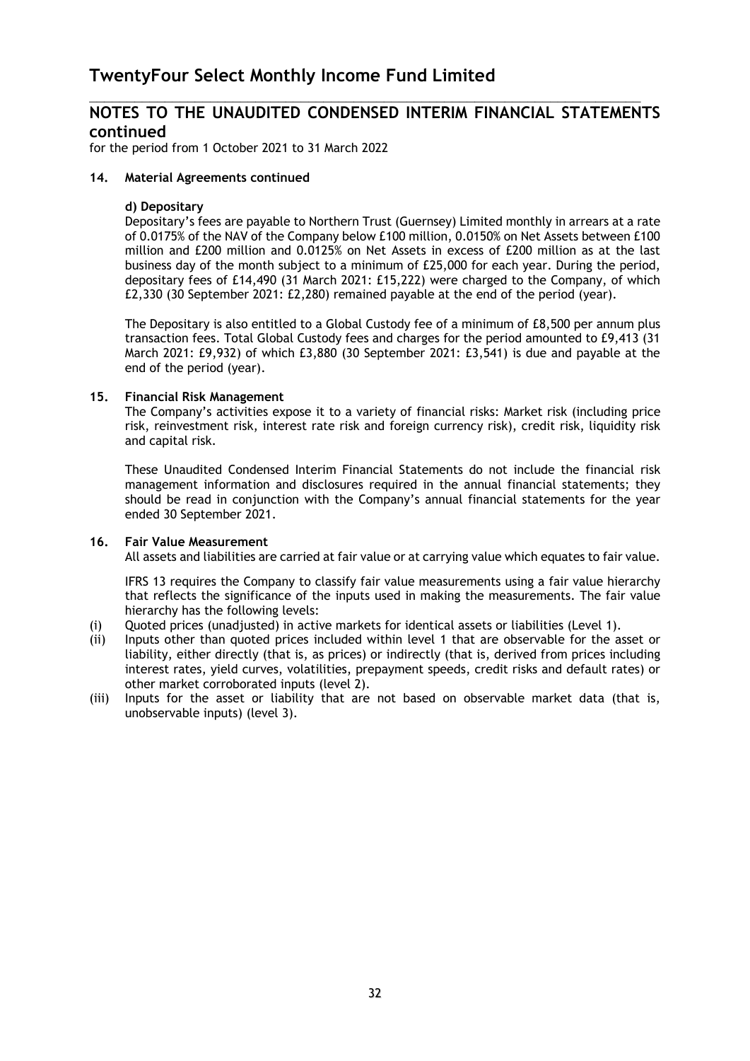## NOTES TO THE UNAUDITED CONDENSED INTERIM FINANCIAL STATEMENTS continued

for the period from 1 October 2021 to 31 March 2022

### 14. Material Agreements continued

#### d) Depositary

Depositary's fees are payable to Northern Trust (Guernsey) Limited monthly in arrears at a rate of 0.0175% of the NAV of the Company below £100 million, 0.0150% on Net Assets between £100 million and £200 million and 0.0125% on Net Assets in excess of £200 million as at the last business day of the month subject to a minimum of £25,000 for each year. During the period, depositary fees of £14,490 (31 March 2021: £15,222) were charged to the Company, of which £2,330 (30 September 2021: £2,280) remained payable at the end of the period (year).

The Depositary is also entitled to a Global Custody fee of a minimum of £8,500 per annum plus transaction fees. Total Global Custody fees and charges for the period amounted to £9,413 (31 March 2021: £9,932) of which £3,880 (30 September 2021: £3,541) is due and payable at the end of the period (year).

### 15. Financial Risk Management

The Company's activities expose it to a variety of financial risks: Market risk (including price risk, reinvestment risk, interest rate risk and foreign currency risk), credit risk, liquidity risk and capital risk.

These Unaudited Condensed Interim Financial Statements do not include the financial risk management information and disclosures required in the annual financial statements; they should be read in conjunction with the Company's annual financial statements for the year ended 30 September 2021.

### 16. Fair Value Measurement

All assets and liabilities are carried at fair value or at carrying value which equates to fair value.

IFRS 13 requires the Company to classify fair value measurements using a fair value hierarchy that reflects the significance of the inputs used in making the measurements. The fair value hierarchy has the following levels:

(i) Quoted prices (unadjusted) in active markets for identical assets or liabilities (Level 1).

(ii) Inputs other than quoted prices included within level 1 that are observable for the asset or liability, either directly (that is, as prices) or indirectly (that is, derived from prices including interest rates, yield curves, volatilities, prepayment speeds, credit risks and default rates) or other market corroborated inputs (level 2).

(iii) Inputs for the asset or liability that are not based on observable market data (that is, unobservable inputs) (level 3).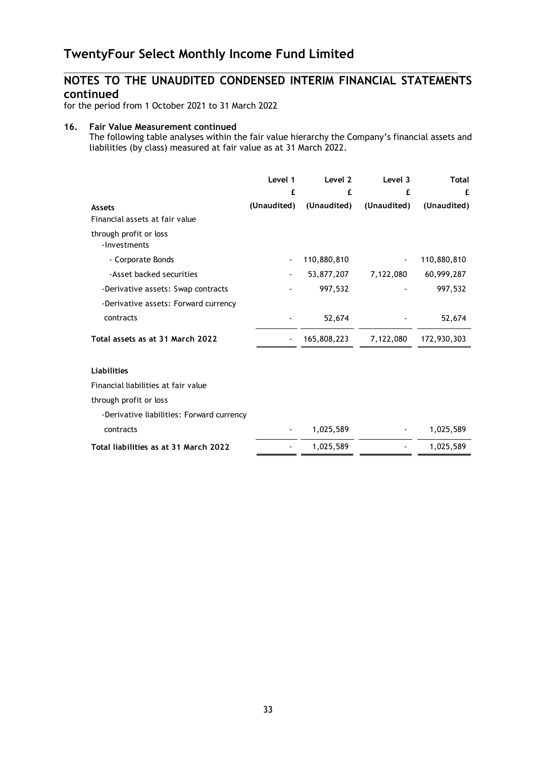# TwentyFour Select Monthly Income Fund Limited

## NOTES TO THE UNAUDITED CONDENSED INTERIM FINANCIAL STATEMENTS continued

for the period from 1 October 2021 to 31 March 2022

### 16. Fair Value Measurement continued

The following table analyses within the fair value hierarchy the Company's financial assets and liabilities (by class) measured at fair value as at 31 March 2022.

| | Level 1 | Level 2 | Level 3 | Total |
|---|---|---|---|---|
| | £ | £ | £ | £ |
| **Assets** | (Unaudited) | (Unaudited) | (Unaudited) | (Unaudited) |
| Financial assets at fair value | | | | |
| through profit or loss | | | | |
| -Investments | | | | |
| - Corporate Bonds | - | 110,880,810 | - | 110,880,810 |
| -Asset backed securities | - | 53,877,207 | 7,122,080 | 60,999,287 |
| -Derivative assets: Swap contracts | - | 997,532 | - | 997,532 |
| -Derivative assets: Forward currency contracts | - | 52,674 | - | 52,674 |
| **Total assets as at 31 March 2022** | - | 165,808,223 | 7,122,080 | 172,930,303 |
| | | | | |
| **Liabilities** | | | | |
| Financial liabilities at fair value | | | | |
| through profit or loss | | | | |
| -Derivative liabilities: Forward currency contracts | - | 1,025,589 | - | 1,025,589 |
| **Total liabilities as at 31 March 2022** | - | 1,025,589 | - | 1,025,589 |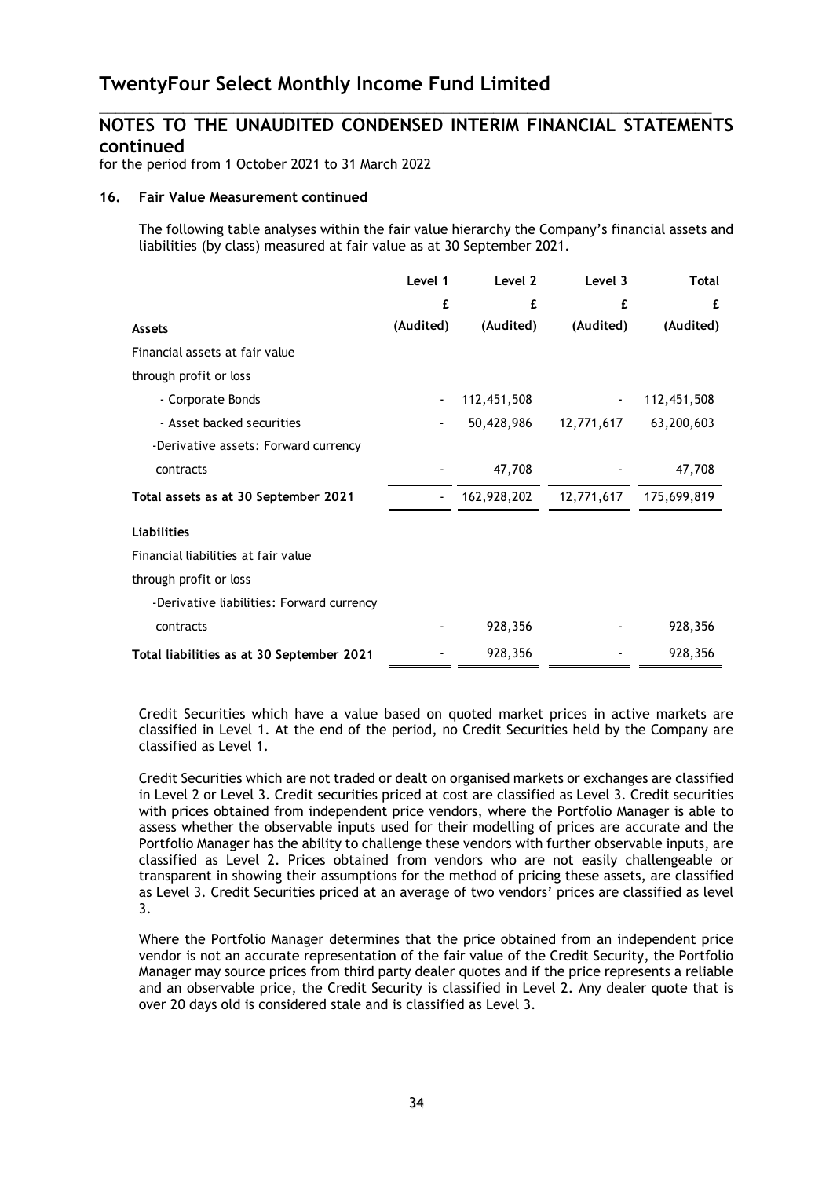## NOTES TO THE UNAUDITED CONDENSED INTERIM FINANCIAL STATEMENTS continued

for the period from 1 October 2021 to 31 March 2022

### 16. Fair Value Measurement continued

The following table analyses within the fair value hierarchy the Company's financial assets and liabilities (by class) measured at fair value as at 30 September 2021.

| | Level 1 | Level 2 | Level 3 | Total |
|---|---|---|---|---|
| | £ | £ | £ | £ |
| **Assets** | (Audited) | (Audited) | (Audited) | (Audited) |
| Financial assets at fair value through profit or loss | | | | |
| - Corporate Bonds | - | 112,451,508 | - | 112,451,508 |
| - Asset backed securities | - | 50,428,986 | 12,771,617 | 63,200,603 |
| -Derivative assets: Forward currency contracts | - | 47,708 | - | 47,708 |
| **Total assets as at 30 September 2021** | - | 162,928,202 | 12,771,617 | 175,699,819 |
| **Liabilities** | | | | |
| Financial liabilities at fair value through profit or loss | | | | |
| -Derivative liabilities: Forward currency contracts | - | 928,356 | - | 928,356 |
| **Total liabilities as at 30 September 2021** | - | 928,356 | - | 928,356 |

Credit Securities which have a value based on quoted market prices in active markets are classified in Level 1. At the end of the period, no Credit Securities held by the Company are classified as Level 1.

Credit Securities which are not traded or dealt on organised markets or exchanges are classified in Level 2 or Level 3. Credit securities priced at cost are classified as Level 3. Credit securities with prices obtained from independent price vendors, where the Portfolio Manager is able to assess whether the observable inputs used for their modelling of prices are accurate and the Portfolio Manager has the ability to challenge these vendors with further observable inputs, are classified as Level 2. Prices obtained from vendors who are not easily challengeable or transparent in showing their assumptions for the method of pricing these assets, are classified as Level 3. Credit Securities priced at an average of two vendors' prices are classified as level 3.

Where the Portfolio Manager determines that the price obtained from an independent price vendor is not an accurate representation of the fair value of the Credit Security, the Portfolio Manager may source prices from third party dealer quotes and if the price represents a reliable and an observable price, the Credit Security is classified in Level 2. Any dealer quote that is over 20 days old is considered stale and is classified as Level 3.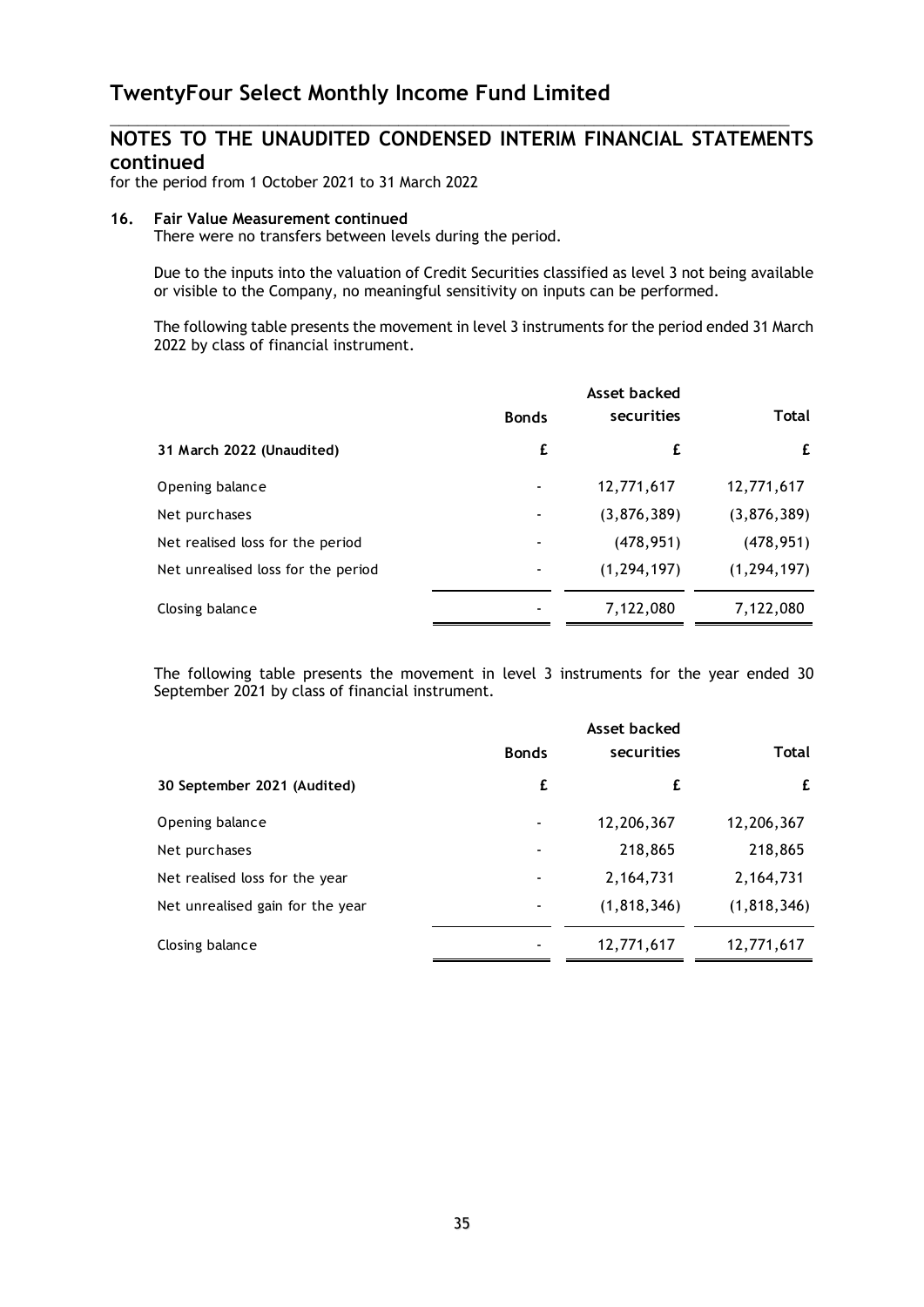# TwentyFour Select Monthly Income Fund Limited

## NOTES TO THE UNAUDITED CONDENSED INTERIM FINANCIAL STATEMENTS continued

for the period from 1 October 2021 to 31 March 2022

### 16. Fair Value Measurement continued

There were no transfers between levels during the period.

Due to the inputs into the valuation of Credit Securities classified as level 3 not being available or visible to the Company, no meaningful sensitivity on inputs can be performed.

The following table presents the movement in level 3 instruments for the period ended 31 March 2022 by class of financial instrument.

| | Bonds | Asset backed securities | Total |
|---|---|---|---|
| **31 March 2022 (Unaudited)** | **£** | **£** | **£** |
| Opening balance | - | 12,771,617 | 12,771,617 |
| Net purchases | - | (3,876,389) | (3,876,389) |
| Net realised loss for the period | - | (478,951) | (478,951) |
| Net unrealised loss for the period | - | (1,294,197) | (1,294,197) |
| Closing balance | - | 7,122,080 | 7,122,080 |

The following table presents the movement in level 3 instruments for the year ended 30 September 2021 by class of financial instrument.

| | Bonds | Asset backed securities | Total |
|---|---|---|---|
| **30 September 2021 (Audited)** | **£** | **£** | **£** |
| Opening balance | - | 12,206,367 | 12,206,367 |
| Net purchases | - | 218,865 | 218,865 |
| Net realised loss for the year | - | 2,164,731 | 2,164,731 |
| Net unrealised gain for the year | - | (1,818,346) | (1,818,346) |
| Closing balance | - | 12,771,617 | 12,771,617 |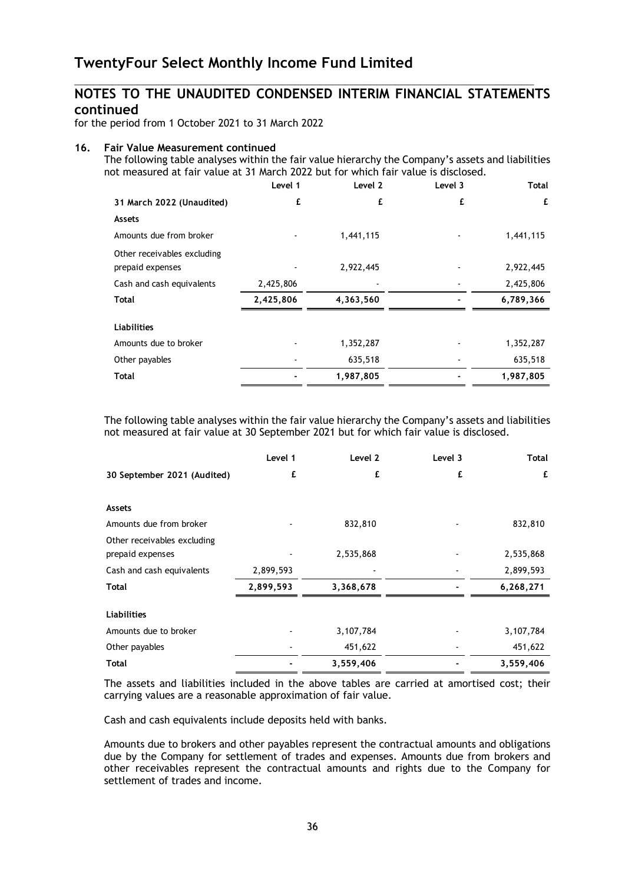# TwentyFour Select Monthly Income Fund Limited

## NOTES TO THE UNAUDITED CONDENSED INTERIM FINANCIAL STATEMENTS continued

for the period from 1 October 2021 to 31 March 2022

### 16. Fair Value Measurement continued

The following table analyses within the fair value hierarchy the Company's assets and liabilities not measured at fair value at 31 March 2022 but for which fair value is disclosed.

| | Level 1 | Level 2 | Level 3 | Total |
|---|---|---|---|---|
| **31 March 2022 (Unaudited)** | **£** | **£** | **£** | **£** |
| **Assets** | | | | |
| Amounts due from broker | - | 1,441,115 | - | 1,441,115 |
| Other receivables excluding prepaid expenses | - | 2,922,445 | - | 2,922,445 |
| Cash and cash equivalents | 2,425,806 | - | - | 2,425,806 |
| **Total** | **2,425,806** | **4,363,560** | **-** | **6,789,366** |
| **Liabilities** | | | | |
| Amounts due to broker | - | 1,352,287 | - | 1,352,287 |
| Other payables | - | 635,518 | - | 635,518 |
| **Total** | **-** | **1,987,805** | **-** | **1,987,805** |

The following table analyses within the fair value hierarchy the Company's assets and liabilities not measured at fair value at 30 September 2021 but for which fair value is disclosed.

| | Level 1 | Level 2 | Level 3 | Total |
|---|---|---|---|---|
| **30 September 2021 (Audited)** | **£** | **£** | **£** | **£** |
| **Assets** | | | | |
| Amounts due from broker | - | 832,810 | - | 832,810 |
| Other receivables excluding prepaid expenses | - | 2,535,868 | - | 2,535,868 |
| Cash and cash equivalents | 2,899,593 | - | - | 2,899,593 |
| **Total** | **2,899,593** | **3,368,678** | **-** | **6,268,271** |
| **Liabilities** | | | | |
| Amounts due to broker | - | 3,107,784 | - | 3,107,784 |
| Other payables | - | 451,622 | - | 451,622 |
| **Total** | **-** | **3,559,406** | **-** | **3,559,406** |

The assets and liabilities included in the above tables are carried at amortised cost; their carrying values are a reasonable approximation of fair value.

Cash and cash equivalents include deposits held with banks.

Amounts due to brokers and other payables represent the contractual amounts and obligations due by the Company for settlement of trades and expenses. Amounts due from brokers and other receivables represent the contractual amounts and rights due to the Company for settlement of trades and income.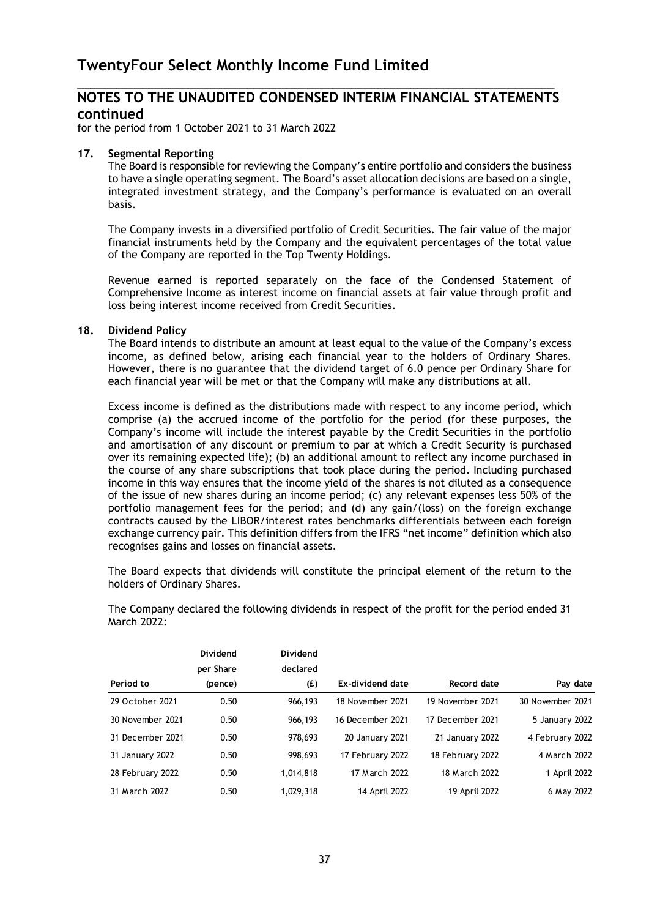# TwentyFour Select Monthly Income Fund Limited

## NOTES TO THE UNAUDITED CONDENSED INTERIM FINANCIAL STATEMENTS continued

for the period from 1 October 2021 to 31 March 2022

### 17. Segmental Reporting

The Board is responsible for reviewing the Company's entire portfolio and considers the business to have a single operating segment. The Board's asset allocation decisions are based on a single, integrated investment strategy, and the Company's performance is evaluated on an overall basis.

The Company invests in a diversified portfolio of Credit Securities. The fair value of the major financial instruments held by the Company and the equivalent percentages of the total value of the Company are reported in the Top Twenty Holdings.

Revenue earned is reported separately on the face of the Condensed Statement of Comprehensive Income as interest income on financial assets at fair value through profit and loss being interest income received from Credit Securities.

### 18. Dividend Policy

The Board intends to distribute an amount at least equal to the value of the Company's excess income, as defined below, arising each financial year to the holders of Ordinary Shares. However, there is no guarantee that the dividend target of 6.0 pence per Ordinary Share for each financial year will be met or that the Company will make any distributions at all.

Excess income is defined as the distributions made with respect to any income period, which comprise (a) the accrued income of the portfolio for the period (for these purposes, the Company's income will include the interest payable by the Credit Securities in the portfolio and amortisation of any discount or premium to par at which a Credit Security is purchased over its remaining expected life); (b) an additional amount to reflect any income purchased in the course of any share subscriptions that took place during the period. Including purchased income in this way ensures that the income yield of the shares is not diluted as a consequence of the issue of new shares during an income period; (c) any relevant expenses less 50% of the portfolio management fees for the period; and (d) any gain/(loss) on the foreign exchange contracts caused by the LIBOR/interest rates benchmarks differentials between each foreign exchange currency pair. This definition differs from the IFRS "net income" definition which also recognises gains and losses on financial assets.

The Board expects that dividends will constitute the principal element of the return to the holders of Ordinary Shares.

The Company declared the following dividends in respect of the profit for the period ended 31 March 2022:

| Period to | Dividend per Share (pence) | Dividend declared (£) | Ex-dividend date | Record date | Pay date |
|---|---|---|---|---|---|
| 29 October 2021 | 0.50 | 966,193 | 18 November 2021 | 19 November 2021 | 30 November 2021 |
| 30 November 2021 | 0.50 | 966,193 | 16 December 2021 | 17 December 2021 | 5 January 2022 |
| 31 December 2021 | 0.50 | 978,693 | 20 January 2021 | 21 January 2022 | 4 February 2022 |
| 31 January 2022 | 0.50 | 998,693 | 17 February 2022 | 18 February 2022 | 4 March 2022 |
| 28 February 2022 | 0.50 | 1,014,818 | 17 March 2022 | 18 March 2022 | 1 April 2022 |
| 31 March 2022 | 0.50 | 1,029,318 | 14 April 2022 | 19 April 2022 | 6 May 2022 |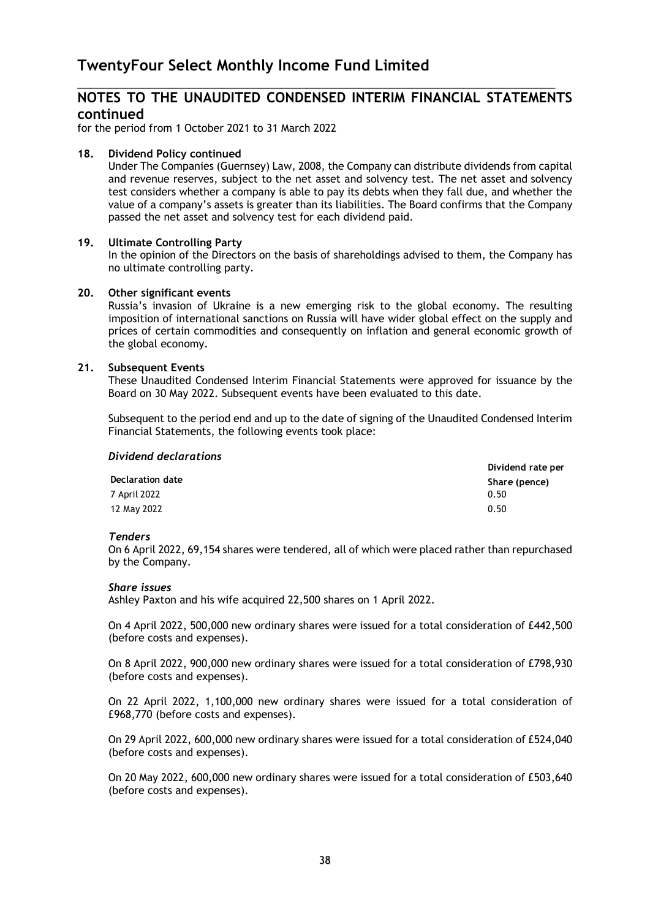# NOTES TO THE UNAUDITED CONDENSED INTERIM FINANCIAL STATEMENTS continued

for the period from 1 October 2021 to 31 March 2022

**18. Dividend Policy continued**

Under The Companies (Guernsey) Law, 2008, the Company can distribute dividends from capital and revenue reserves, subject to the net asset and solvency test. The net asset and solvency test considers whether a company is able to pay its debts when they fall due, and whether the value of a company's assets is greater than its liabilities. The Board confirms that the Company passed the net asset and solvency test for each dividend paid.

**19. Ultimate Controlling Party**

In the opinion of the Directors on the basis of shareholdings advised to them, the Company has no ultimate controlling party.

**20. Other significant events**

Russia's invasion of Ukraine is a new emerging risk to the global economy. The resulting imposition of international sanctions on Russia will have wider global effect on the supply and prices of certain commodities and consequently on inflation and general economic growth of the global economy.

**21. Subsequent Events**

These Unaudited Condensed Interim Financial Statements were approved for issuance by the Board on 30 May 2022. Subsequent events have been evaluated to this date.

Subsequent to the period end and up to the date of signing of the Unaudited Condensed Interim Financial Statements, the following events took place:

***Dividend declarations***

| Declaration date | Dividend rate per Share (pence) |
|---|---|
| 7 April 2022 | 0.50 |
| 12 May 2022 | 0.50 |

***Tenders***

On 6 April 2022, 69,154 shares were tendered, all of which were placed rather than repurchased by the Company.

***Share issues***

Ashley Paxton and his wife acquired 22,500 shares on 1 April 2022.

On 4 April 2022, 500,000 new ordinary shares were issued for a total consideration of £442,500 (before costs and expenses).

On 8 April 2022, 900,000 new ordinary shares were issued for a total consideration of £798,930 (before costs and expenses).

On 22 April 2022, 1,100,000 new ordinary shares were issued for a total consideration of £968,770 (before costs and expenses).

On 29 April 2022, 600,000 new ordinary shares were issued for a total consideration of £524,040 (before costs and expenses).

On 20 May 2022, 600,000 new ordinary shares were issued for a total consideration of £503,640 (before costs and expenses).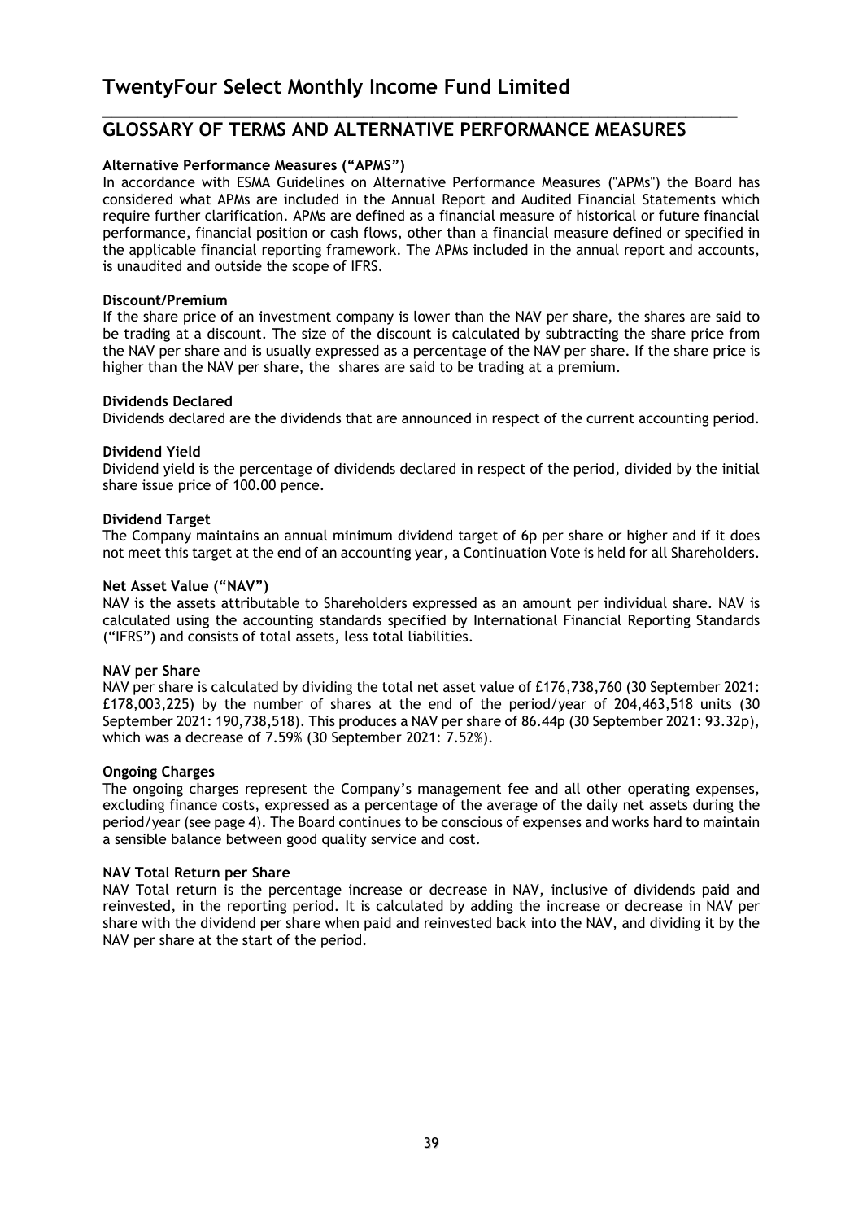# TwentyFour Select Monthly Income Fund Limited

## GLOSSARY OF TERMS AND ALTERNATIVE PERFORMANCE MEASURES

**Alternative Performance Measures ("APMS")**

In accordance with ESMA Guidelines on Alternative Performance Measures ("APMs") the Board has considered what APMs are included in the Annual Report and Audited Financial Statements which require further clarification. APMs are defined as a financial measure of historical or future financial performance, financial position or cash flows, other than a financial measure defined or specified in the applicable financial reporting framework. The APMs included in the annual report and accounts, is unaudited and outside the scope of IFRS.

**Discount/Premium**

If the share price of an investment company is lower than the NAV per share, the shares are said to be trading at a discount. The size of the discount is calculated by subtracting the share price from the NAV per share and is usually expressed as a percentage of the NAV per share. If the share price is higher than the NAV per share, the shares are said to be trading at a premium.

**Dividends Declared**

Dividends declared are the dividends that are announced in respect of the current accounting period.

**Dividend Yield**

Dividend yield is the percentage of dividends declared in respect of the period, divided by the initial share issue price of 100.00 pence.

**Dividend Target**

The Company maintains an annual minimum dividend target of 6p per share or higher and if it does not meet this target at the end of an accounting year, a Continuation Vote is held for all Shareholders.

**Net Asset Value ("NAV")**

NAV is the assets attributable to Shareholders expressed as an amount per individual share. NAV is calculated using the accounting standards specified by International Financial Reporting Standards ("IFRS") and consists of total assets, less total liabilities.

**NAV per Share**

NAV per share is calculated by dividing the total net asset value of £176,738,760 (30 September 2021: £178,003,225) by the number of shares at the end of the period/year of 204,463,518 units (30 September 2021: 190,738,518). This produces a NAV per share of 86.44p (30 September 2021: 93.32p), which was a decrease of 7.59% (30 September 2021: 7.52%).

**Ongoing Charges**

The ongoing charges represent the Company's management fee and all other operating expenses, excluding finance costs, expressed as a percentage of the average of the daily net assets during the period/year (see page 4). The Board continues to be conscious of expenses and works hard to maintain a sensible balance between good quality service and cost.

**NAV Total Return per Share**

NAV Total return is the percentage increase or decrease in NAV, inclusive of dividends paid and reinvested, in the reporting period. It is calculated by adding the increase or decrease in NAV per share with the dividend per share when paid and reinvested back into the NAV, and dividing it by the NAV per share at the start of the period.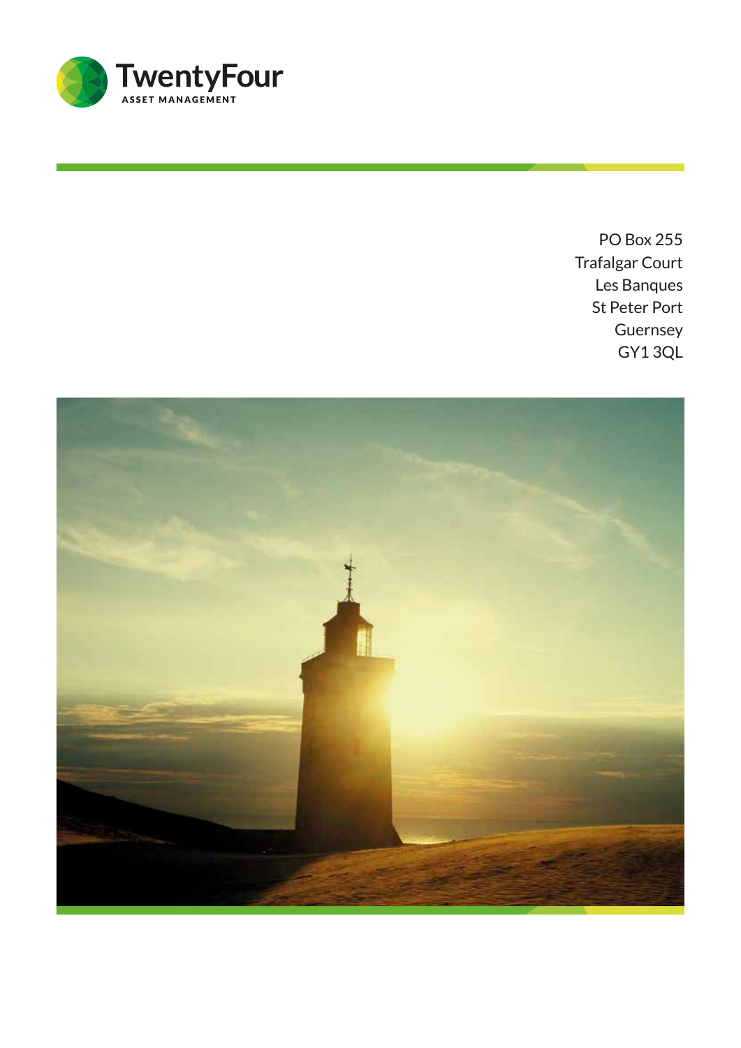TwentyFour
ASSET MANAGEMENT

PO Box 255
Trafalgar Court
Les Banques
St Peter Port
Guernsey
GY1 3QL